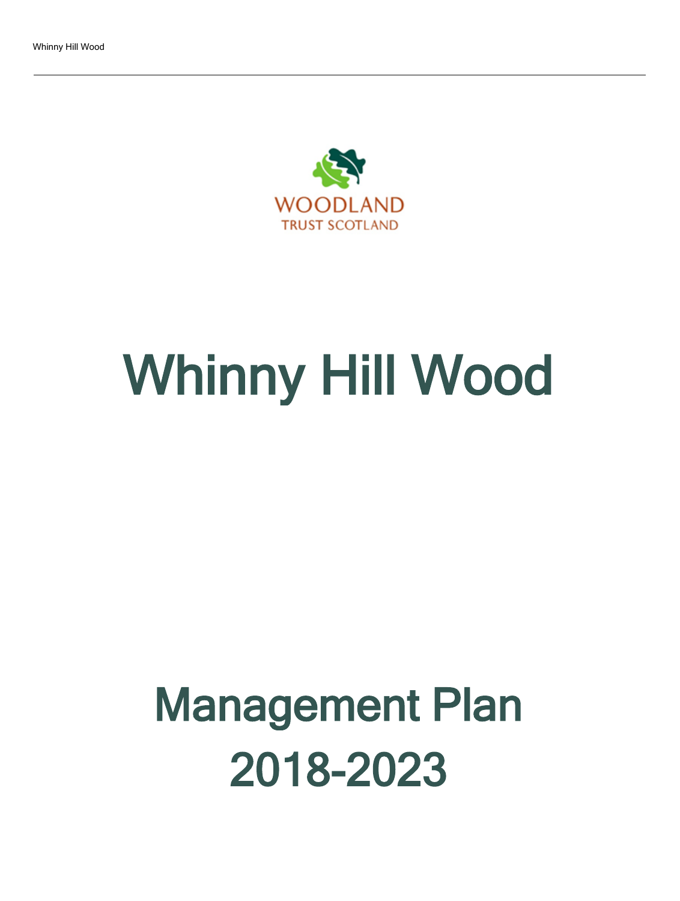WOODLAND
TRUST SCOTLAND

# Whinny Hill Wood

# Management Plan
# 2018-2023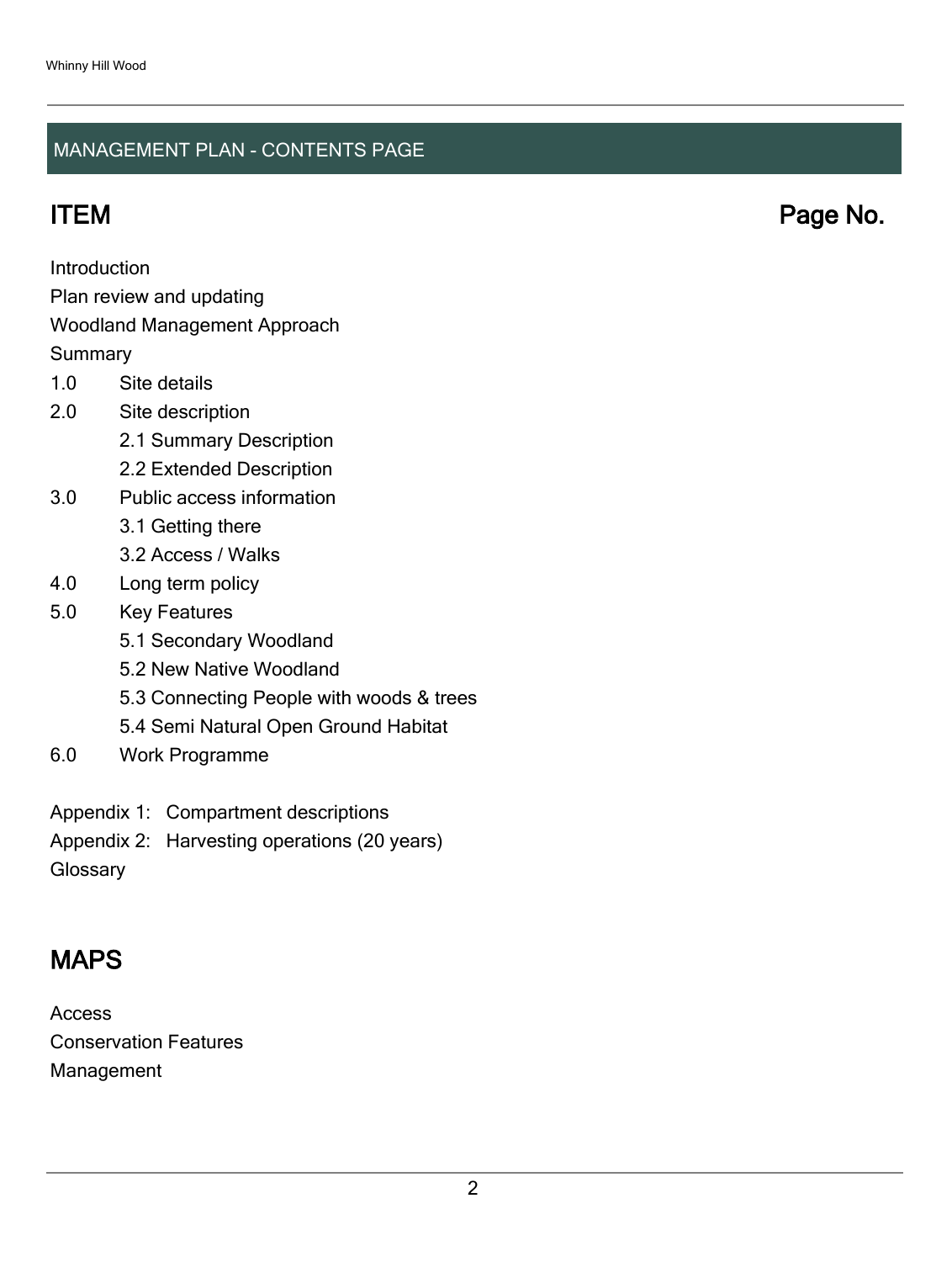## MANAGEMENT PLAN - CONTENTS PAGE

**ITEM** **Page No.**

Introduction

Plan review and updating

Woodland Management Approach

Summary

1.0 Site details

2.0 Site description

- 2.1 Summary Description
- 2.2 Extended Description

3.0 Public access information

- 3.1 Getting there
- 3.2 Access / Walks

4.0 Long term policy

5.0 Key Features

- 5.1 Secondary Woodland
- 5.2 New Native Woodland
- 5.3 Connecting People with woods & trees
- 5.4 Semi Natural Open Ground Habitat

6.0 Work Programme

Appendix 1: Compartment descriptions

Appendix 2: Harvesting operations (20 years)

Glossary

## MAPS

Access

Conservation Features

Management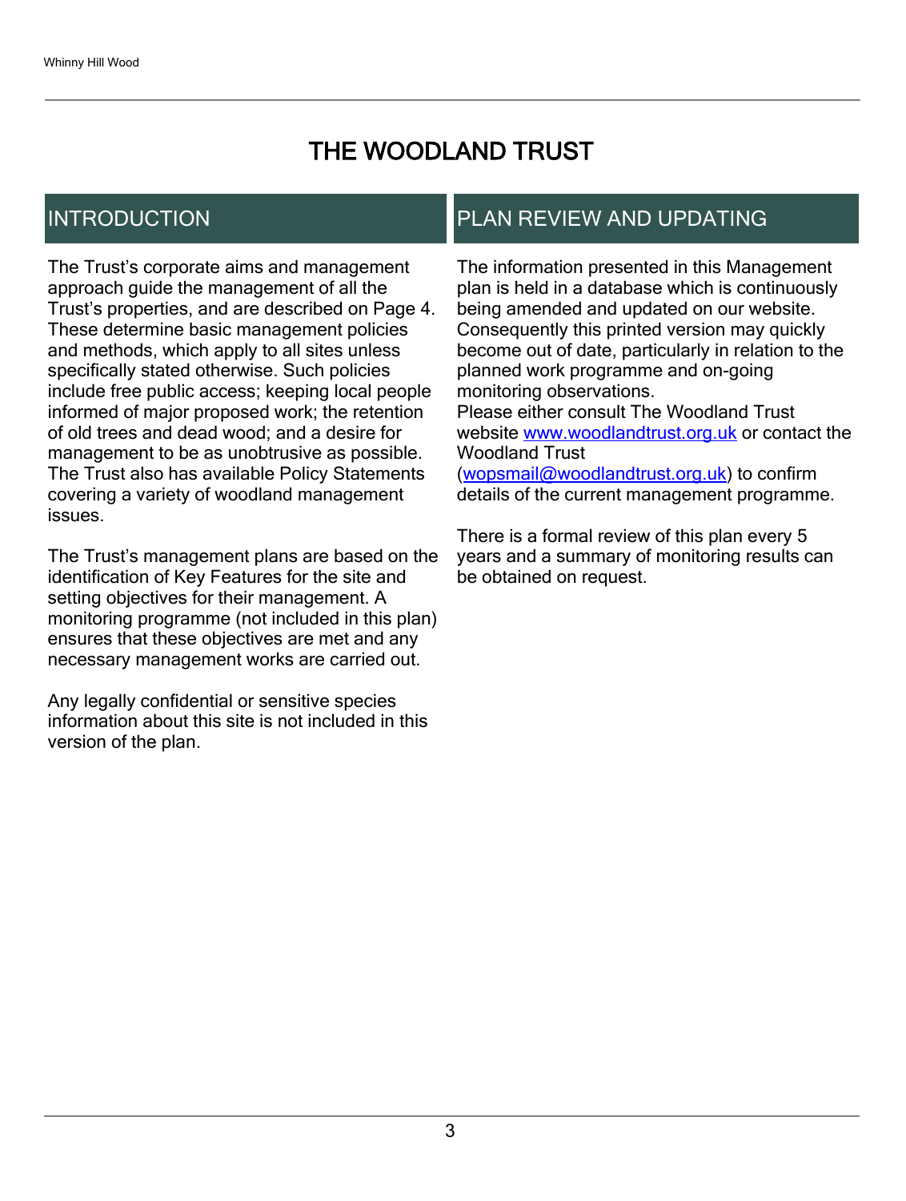# THE WOODLAND TRUST

## INTRODUCTION

The Trust's corporate aims and management approach guide the management of all the Trust's properties, and are described on Page 4. These determine basic management policies and methods, which apply to all sites unless specifically stated otherwise. Such policies include free public access; keeping local people informed of major proposed work; the retention of old trees and dead wood; and a desire for management to be as unobtrusive as possible. The Trust also has available Policy Statements covering a variety of woodland management issues.

The Trust's management plans are based on the identification of Key Features for the site and setting objectives for their management. A monitoring programme (not included in this plan) ensures that these objectives are met and any necessary management works are carried out.

Any legally confidential or sensitive species information about this site is not included in this version of the plan.

## PLAN REVIEW AND UPDATING

The information presented in this Management plan is held in a database which is continuously being amended and updated on our website. Consequently this printed version may quickly become out of date, particularly in relation to the planned work programme and on-going monitoring observations.
Please either consult The Woodland Trust website www.woodlandtrust.org.uk or contact the Woodland Trust (wopsmail@woodlandtrust.org.uk) to confirm details of the current management programme.

There is a formal review of this plan every 5 years and a summary of monitoring results can be obtained on request.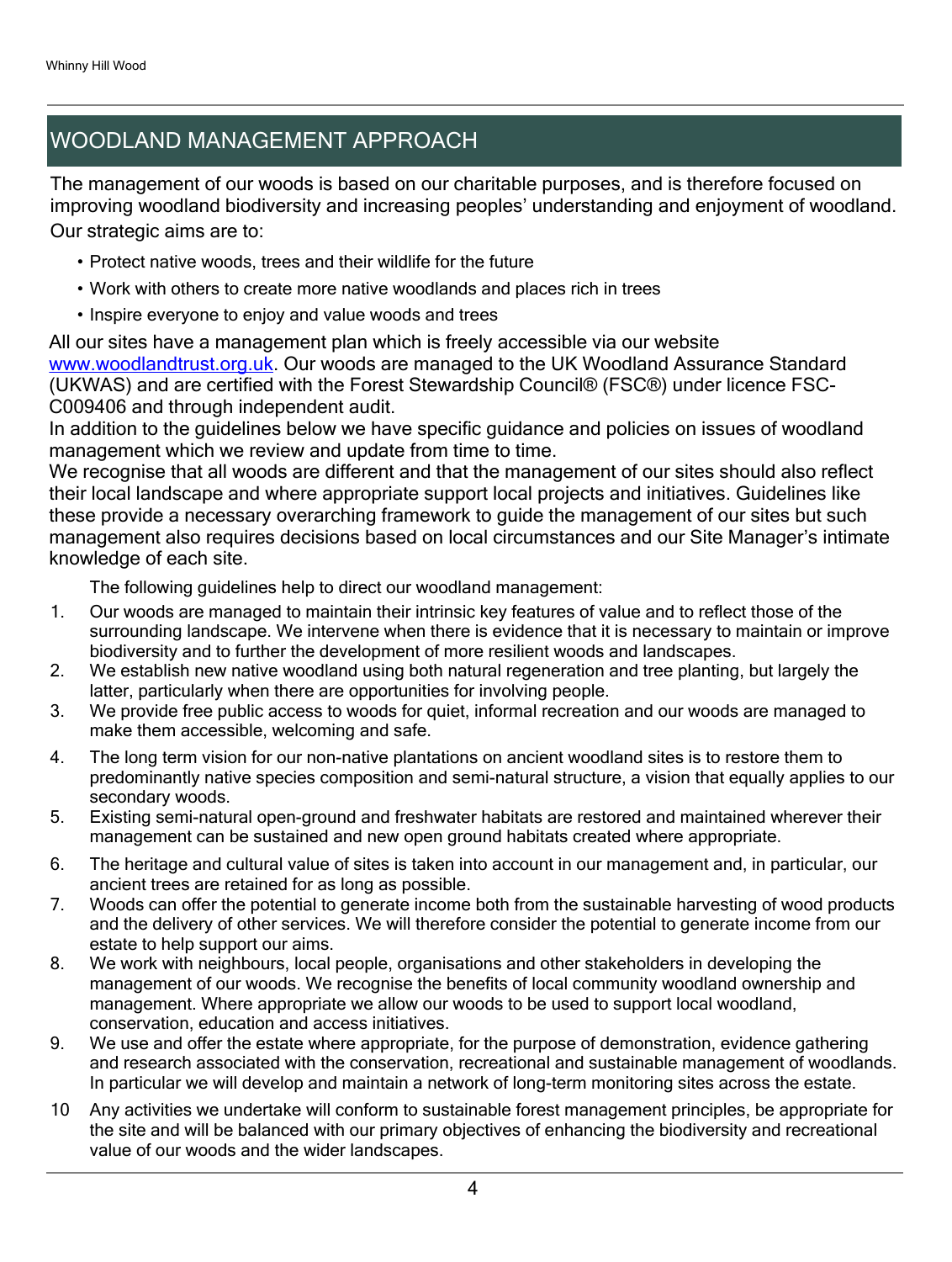# WOODLAND MANAGEMENT APPROACH

The management of our woods is based on our charitable purposes, and is therefore focused on improving woodland biodiversity and increasing peoples' understanding and enjoyment of woodland. Our strategic aims are to:

- Protect native woods, trees and their wildlife for the future
- Work with others to create more native woodlands and places rich in trees
- Inspire everyone to enjoy and value woods and trees

All our sites have a management plan which is freely accessible via our website [www.woodlandtrust.org.uk](http://www.woodlandtrust.org.uk). Our woods are managed to the UK Woodland Assurance Standard (UKWAS) and are certified with the Forest Stewardship Council® (FSC®) under licence FSC-C009406 and through independent audit.

In addition to the guidelines below we have specific guidance and policies on issues of woodland management which we review and update from time to time.

We recognise that all woods are different and that the management of our sites should also reflect their local landscape and where appropriate support local projects and initiatives. Guidelines like these provide a necessary overarching framework to guide the management of our sites but such management also requires decisions based on local circumstances and our Site Manager's intimate knowledge of each site.

The following guidelines help to direct our woodland management:

1. Our woods are managed to maintain their intrinsic key features of value and to reflect those of the surrounding landscape. We intervene when there is evidence that it is necessary to maintain or improve biodiversity and to further the development of more resilient woods and landscapes.
2. We establish new native woodland using both natural regeneration and tree planting, but largely the latter, particularly when there are opportunities for involving people.
3. We provide free public access to woods for quiet, informal recreation and our woods are managed to make them accessible, welcoming and safe.
4. The long term vision for our non-native plantations on ancient woodland sites is to restore them to predominantly native species composition and semi-natural structure, a vision that equally applies to our secondary woods.
5. Existing semi-natural open-ground and freshwater habitats are restored and maintained wherever their management can be sustained and new open ground habitats created where appropriate.
6. The heritage and cultural value of sites is taken into account in our management and, in particular, our ancient trees are retained for as long as possible.
7. Woods can offer the potential to generate income both from the sustainable harvesting of wood products and the delivery of other services. We will therefore consider the potential to generate income from our estate to help support our aims.
8. We work with neighbours, local people, organisations and other stakeholders in developing the management of our woods. We recognise the benefits of local community woodland ownership and management. Where appropriate we allow our woods to be used to support local woodland, conservation, education and access initiatives.
9. We use and offer the estate where appropriate, for the purpose of demonstration, evidence gathering and research associated with the conservation, recreational and sustainable management of woodlands. In particular we will develop and maintain a network of long-term monitoring sites across the estate.
10. Any activities we undertake will conform to sustainable forest management principles, be appropriate for the site and will be balanced with our primary objectives of enhancing the biodiversity and recreational value of our woods and the wider landscapes.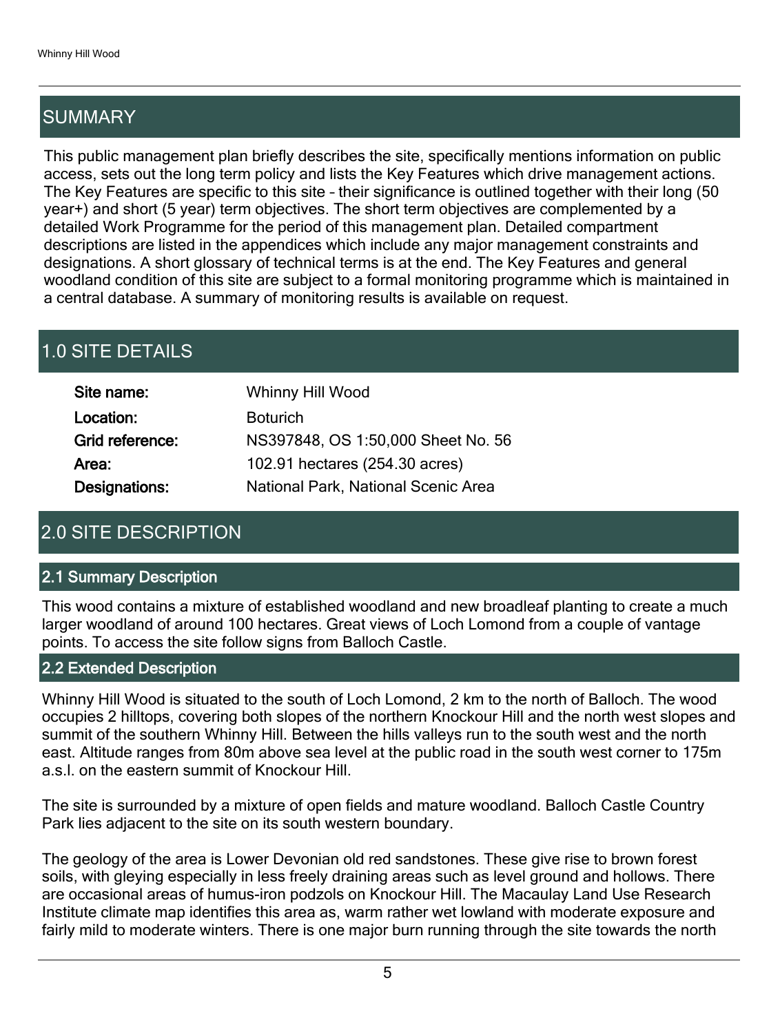## SUMMARY

This public management plan briefly describes the site, specifically mentions information on public access, sets out the long term policy and lists the Key Features which drive management actions. The Key Features are specific to this site – their significance is outlined together with their long (50 year+) and short (5 year) term objectives. The short term objectives are complemented by a detailed Work Programme for the period of this management plan. Detailed compartment descriptions are listed in the appendices which include any major management constraints and designations. A short glossary of technical terms is at the end. The Key Features and general woodland condition of this site are subject to a formal monitoring programme which is maintained in a central database. A summary of monitoring results is available on request.

## 1.0 SITE DETAILS

| | |
|---|---|
| **Site name:** | Whinny Hill Wood |
| **Location:** | Boturich |
| **Grid reference:** | NS397848, OS 1:50,000 Sheet No. 56 |
| **Area:** | 102.91 hectares (254.30 acres) |
| **Designations:** | National Park, National Scenic Area |

## 2.0 SITE DESCRIPTION

### 2.1 Summary Description

This wood contains a mixture of established woodland and new broadleaf planting to create a much larger woodland of around 100 hectares. Great views of Loch Lomond from a couple of vantage points. To access the site follow signs from Balloch Castle.

### 2.2 Extended Description

Whinny Hill Wood is situated to the south of Loch Lomond, 2 km to the north of Balloch. The wood occupies 2 hilltops, covering both slopes of the northern Knockour Hill and the north west slopes and summit of the southern Whinny Hill. Between the hills valleys run to the south west and the north east. Altitude ranges from 80m above sea level at the public road in the south west corner to 175m a.s.l. on the eastern summit of Knockour Hill.

The site is surrounded by a mixture of open fields and mature woodland. Balloch Castle Country Park lies adjacent to the site on its south western boundary.

The geology of the area is Lower Devonian old red sandstones. These give rise to brown forest soils, with gleying especially in less freely draining areas such as level ground and hollows. There are occasional areas of humus-iron podzols on Knockour Hill. The Macaulay Land Use Research Institute climate map identifies this area as, warm rather wet lowland with moderate exposure and fairly mild to moderate winters. There is one major burn running through the site towards the north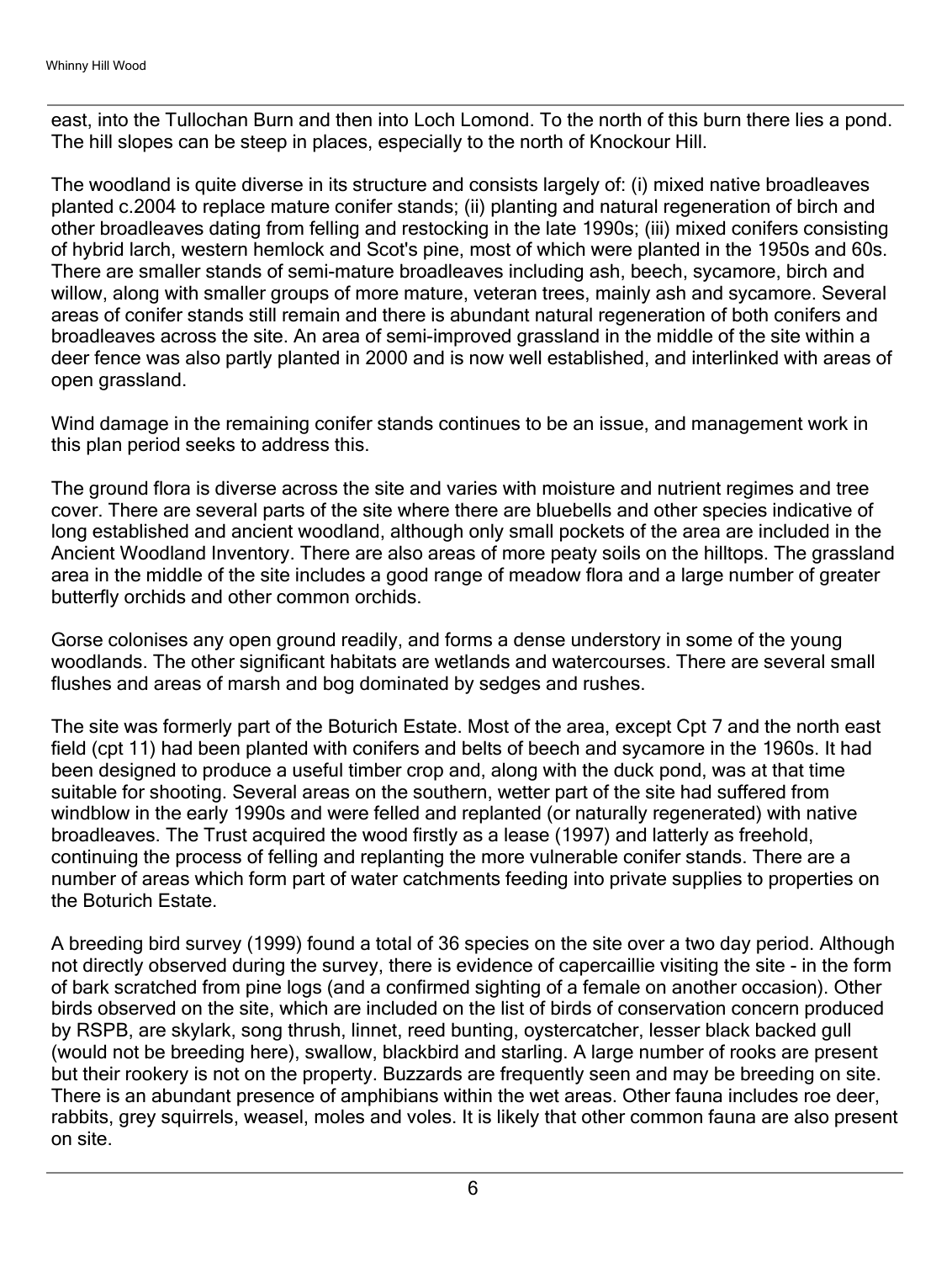east, into the Tullochan Burn and then into Loch Lomond. To the north of this burn there lies a pond. The hill slopes can be steep in places, especially to the north of Knockour Hill.

The woodland is quite diverse in its structure and consists largely of: (i) mixed native broadleaves planted c.2004 to replace mature conifer stands; (ii) planting and natural regeneration of birch and other broadleaves dating from felling and restocking in the late 1990s; (iii) mixed conifers consisting of hybrid larch, western hemlock and Scot's pine, most of which were planted in the 1950s and 60s. There are smaller stands of semi-mature broadleaves including ash, beech, sycamore, birch and willow, along with smaller groups of more mature, veteran trees, mainly ash and sycamore. Several areas of conifer stands still remain and there is abundant natural regeneration of both conifers and broadleaves across the site. An area of semi-improved grassland in the middle of the site within a deer fence was also partly planted in 2000 and is now well established, and interlinked with areas of open grassland.

Wind damage in the remaining conifer stands continues to be an issue, and management work in this plan period seeks to address this.

The ground flora is diverse across the site and varies with moisture and nutrient regimes and tree cover. There are several parts of the site where there are bluebells and other species indicative of long established and ancient woodland, although only small pockets of the area are included in the Ancient Woodland Inventory. There are also areas of more peaty soils on the hilltops. The grassland area in the middle of the site includes a good range of meadow flora and a large number of greater butterfly orchids and other common orchids.

Gorse colonises any open ground readily, and forms a dense understory in some of the young woodlands. The other significant habitats are wetlands and watercourses. There are several small flushes and areas of marsh and bog dominated by sedges and rushes.

The site was formerly part of the Boturich Estate. Most of the area, except Cpt 7 and the north east field (cpt 11) had been planted with conifers and belts of beech and sycamore in the 1960s. It had been designed to produce a useful timber crop and, along with the duck pond, was at that time suitable for shooting. Several areas on the southern, wetter part of the site had suffered from windblow in the early 1990s and were felled and replanted (or naturally regenerated) with native broadleaves. The Trust acquired the wood firstly as a lease (1997) and latterly as freehold, continuing the process of felling and replanting the more vulnerable conifer stands. There are a number of areas which form part of water catchments feeding into private supplies to properties on the Boturich Estate.

A breeding bird survey (1999) found a total of 36 species on the site over a two day period. Although not directly observed during the survey, there is evidence of capercaillie visiting the site - in the form of bark scratched from pine logs (and a confirmed sighting of a female on another occasion). Other birds observed on the site, which are included on the list of birds of conservation concern produced by RSPB, are skylark, song thrush, linnet, reed bunting, oystercatcher, lesser black backed gull (would not be breeding here), swallow, blackbird and starling. A large number of rooks are present but their rookery is not on the property. Buzzards are frequently seen and may be breeding on site. There is an abundant presence of amphibians within the wet areas. Other fauna includes roe deer, rabbits, grey squirrels, weasel, moles and voles. It is likely that other common fauna are also present on site.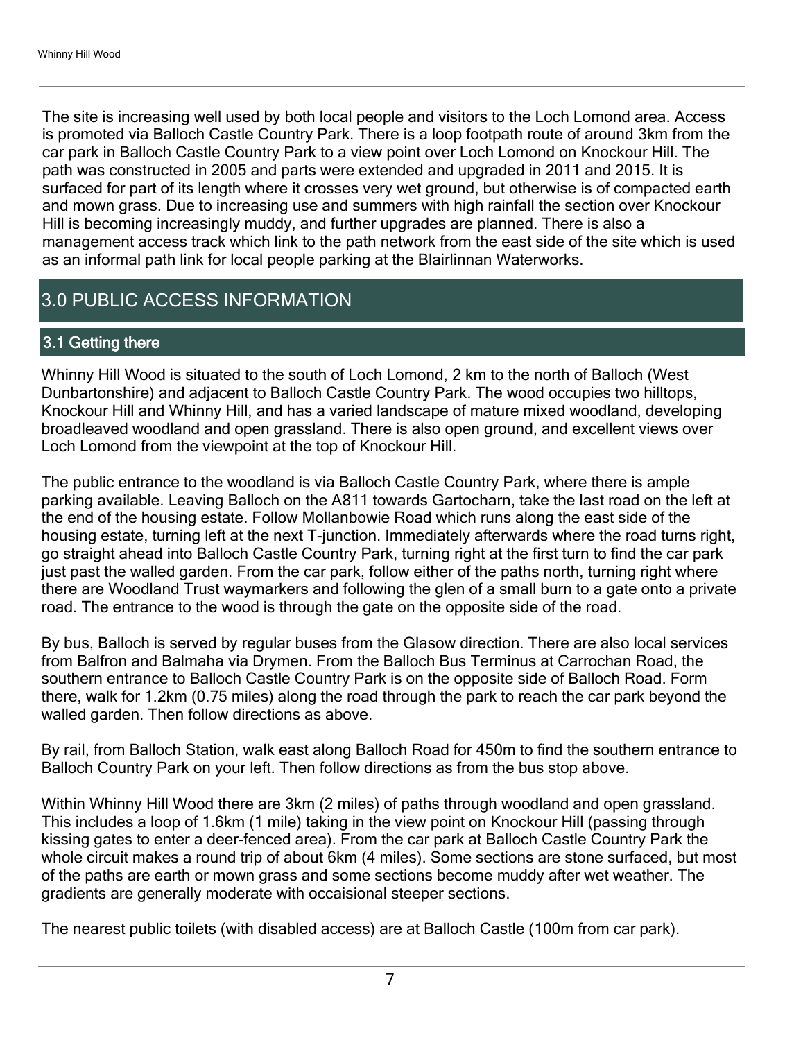The site is increasing well used by both local people and visitors to the Loch Lomond area. Access is promoted via Balloch Castle Country Park. There is a loop footpath route of around 3km from the car park in Balloch Castle Country Park to a view point over Loch Lomond on Knockour Hill. The path was constructed in 2005 and parts were extended and upgraded in 2011 and 2015. It is surfaced for part of its length where it crosses very wet ground, but otherwise is of compacted earth and mown grass. Due to increasing use and summers with high rainfall the section over Knockour Hill is becoming increasingly muddy, and further upgrades are planned. There is also a management access track which link to the path network from the east side of the site which is used as an informal path link for local people parking at the Blairlinnan Waterworks.

# 3.0 PUBLIC ACCESS INFORMATION

## 3.1 Getting there

Whinny Hill Wood is situated to the south of Loch Lomond, 2 km to the north of Balloch (West Dunbartonshire) and adjacent to Balloch Castle Country Park. The wood occupies two hilltops, Knockour Hill and Whinny Hill, and has a varied landscape of mature mixed woodland, developing broadleaved woodland and open grassland. There is also open ground, and excellent views over Loch Lomond from the viewpoint at the top of Knockour Hill.

The public entrance to the woodland is via Balloch Castle Country Park, where there is ample parking available. Leaving Balloch on the A811 towards Gartocharn, take the last road on the left at the end of the housing estate. Follow Mollanbowie Road which runs along the east side of the housing estate, turning left at the next T-junction. Immediately afterwards where the road turns right, go straight ahead into Balloch Castle Country Park, turning right at the first turn to find the car park just past the walled garden. From the car park, follow either of the paths north, turning right where there are Woodland Trust waymarkers and following the glen of a small burn to a gate onto a private road. The entrance to the wood is through the gate on the opposite side of the road.

By bus, Balloch is served by regular buses from the Glasow direction. There are also local services from Balfron and Balmaha via Drymen. From the Balloch Bus Terminus at Carrochan Road, the southern entrance to Balloch Castle Country Park is on the opposite side of Balloch Road. Form there, walk for 1.2km (0.75 miles) along the road through the park to reach the car park beyond the walled garden. Then follow directions as above.

By rail, from Balloch Station, walk east along Balloch Road for 450m to find the southern entrance to Balloch Country Park on your left. Then follow directions as from the bus stop above.

Within Whinny Hill Wood there are 3km (2 miles) of paths through woodland and open grassland. This includes a loop of 1.6km (1 mile) taking in the view point on Knockour Hill (passing through kissing gates to enter a deer-fenced area). From the car park at Balloch Castle Country Park the whole circuit makes a round trip of about 6km (4 miles). Some sections are stone surfaced, but most of the paths are earth or mown grass and some sections become muddy after wet weather. The gradients are generally moderate with occaisional steeper sections.

The nearest public toilets (with disabled access) are at Balloch Castle (100m from car park).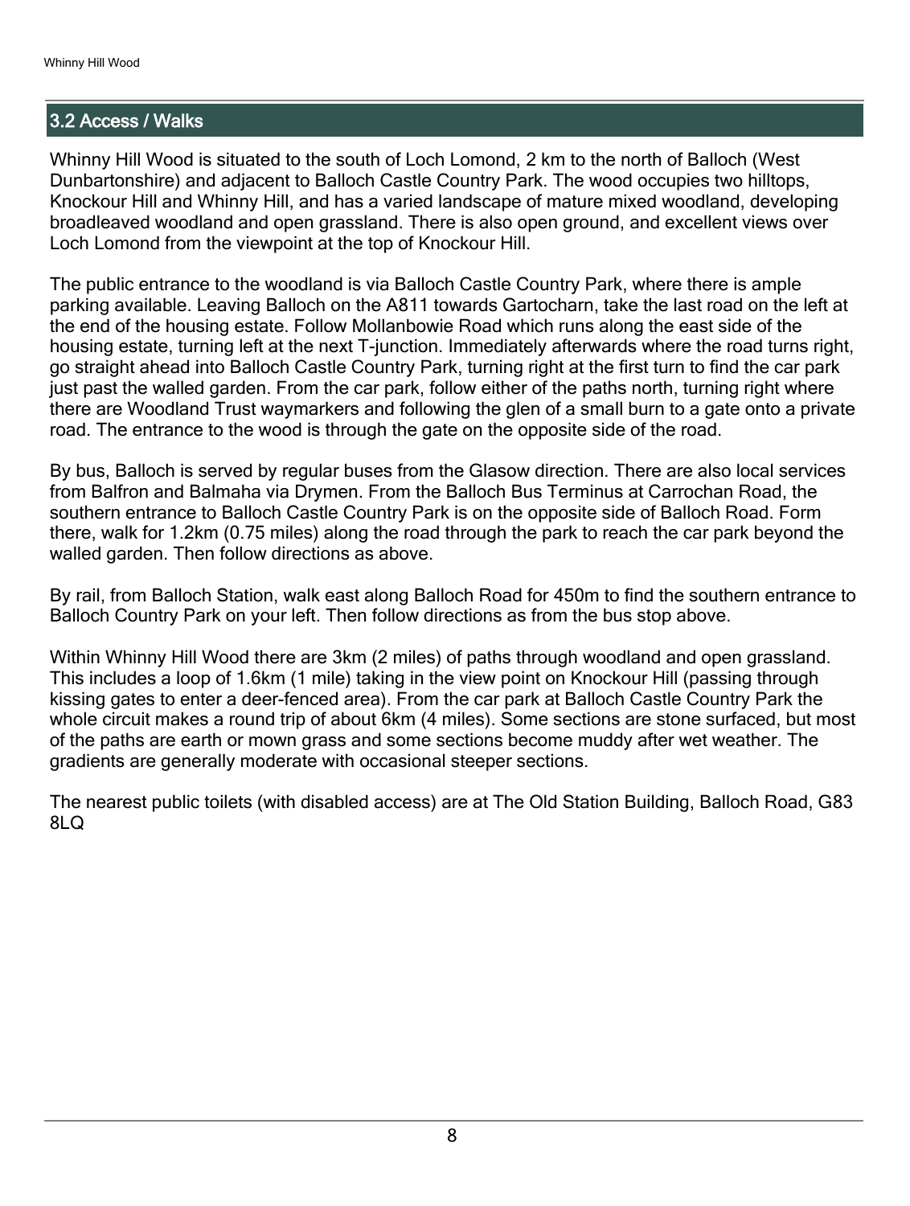## 3.2 Access / Walks

Whinny Hill Wood is situated to the south of Loch Lomond, 2 km to the north of Balloch (West Dunbartonshire) and adjacent to Balloch Castle Country Park. The wood occupies two hilltops, Knockour Hill and Whinny Hill, and has a varied landscape of mature mixed woodland, developing broadleaved woodland and open grassland. There is also open ground, and excellent views over Loch Lomond from the viewpoint at the top of Knockour Hill.

The public entrance to the woodland is via Balloch Castle Country Park, where there is ample parking available. Leaving Balloch on the A811 towards Gartocharn, take the last road on the left at the end of the housing estate. Follow Mollanbowie Road which runs along the east side of the housing estate, turning left at the next T-junction. Immediately afterwards where the road turns right, go straight ahead into Balloch Castle Country Park, turning right at the first turn to find the car park just past the walled garden. From the car park, follow either of the paths north, turning right where there are Woodland Trust waymarkers and following the glen of a small burn to a gate onto a private road. The entrance to the wood is through the gate on the opposite side of the road.

By bus, Balloch is served by regular buses from the Glasow direction. There are also local services from Balfron and Balmaha via Drymen. From the Balloch Bus Terminus at Carrochan Road, the southern entrance to Balloch Castle Country Park is on the opposite side of Balloch Road. Form there, walk for 1.2km (0.75 miles) along the road through the park to reach the car park beyond the walled garden. Then follow directions as above.

By rail, from Balloch Station, walk east along Balloch Road for 450m to find the southern entrance to Balloch Country Park on your left. Then follow directions as from the bus stop above.

Within Whinny Hill Wood there are 3km (2 miles) of paths through woodland and open grassland. This includes a loop of 1.6km (1 mile) taking in the view point on Knockour Hill (passing through kissing gates to enter a deer-fenced area). From the car park at Balloch Castle Country Park the whole circuit makes a round trip of about 6km (4 miles). Some sections are stone surfaced, but most of the paths are earth or mown grass and some sections become muddy after wet weather. The gradients are generally moderate with occasional steeper sections.

The nearest public toilets (with disabled access) are at The Old Station Building, Balloch Road, G83 8LQ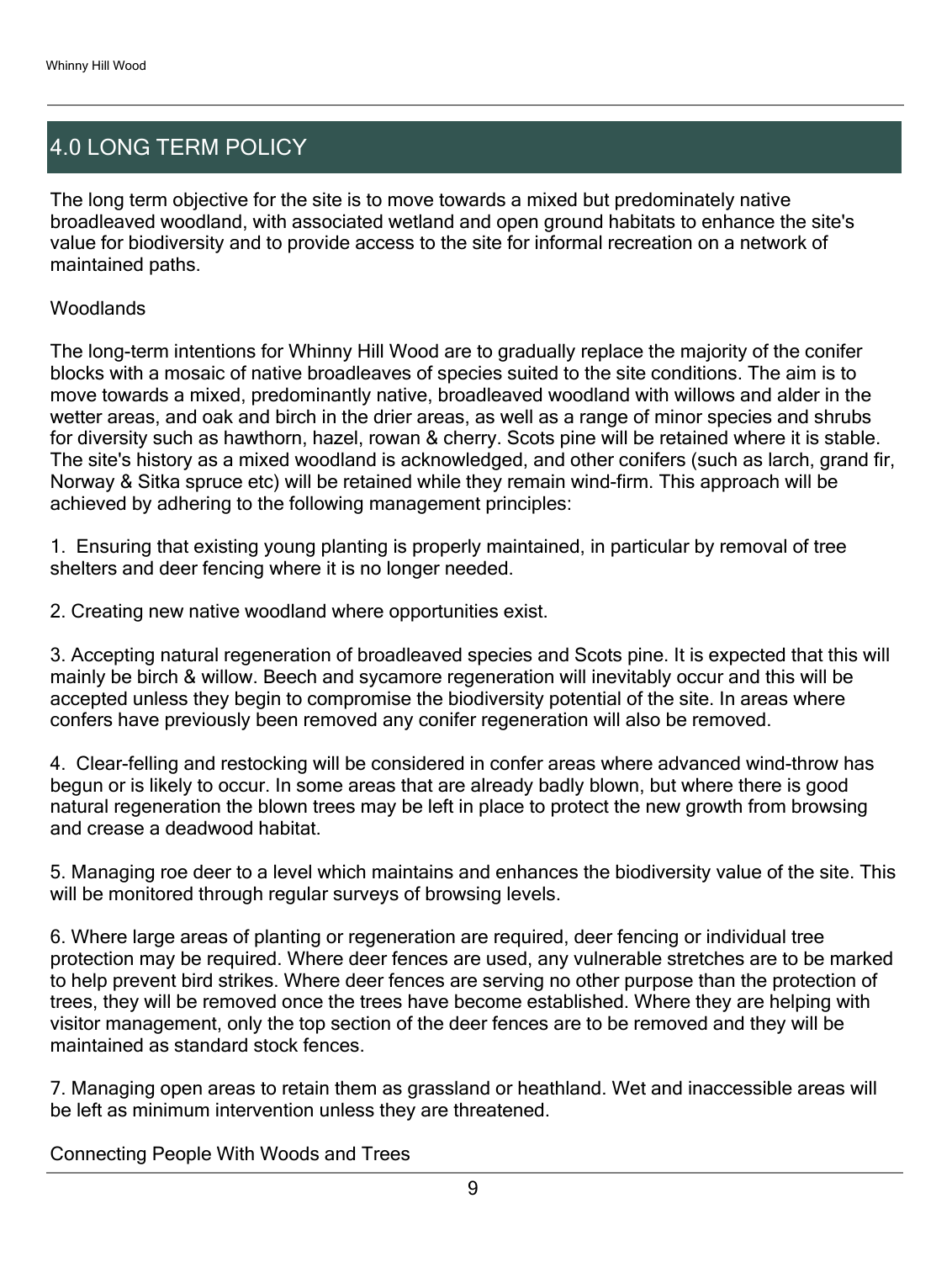# 4.0 LONG TERM POLICY

The long term objective for the site is to move towards a mixed but predominately native broadleaved woodland, with associated wetland and open ground habitats to enhance the site's value for biodiversity and to provide access to the site for informal recreation on a network of maintained paths.

Woodlands

The long-term intentions for Whinny Hill Wood are to gradually replace the majority of the conifer blocks with a mosaic of native broadleaves of species suited to the site conditions. The aim is to move towards a mixed, predominantly native, broadleaved woodland with willows and alder in the wetter areas, and oak and birch in the drier areas, as well as a range of minor species and shrubs for diversity such as hawthorn, hazel, rowan & cherry. Scots pine will be retained where it is stable. The site's history as a mixed woodland is acknowledged, and other conifers (such as larch, grand fir, Norway & Sitka spruce etc) will be retained while they remain wind-firm. This approach will be achieved by adhering to the following management principles:

1. Ensuring that existing young planting is properly maintained, in particular by removal of tree shelters and deer fencing where it is no longer needed.

2. Creating new native woodland where opportunities exist.

3. Accepting natural regeneration of broadleaved species and Scots pine. It is expected that this will mainly be birch & willow. Beech and sycamore regeneration will inevitably occur and this will be accepted unless they begin to compromise the biodiversity potential of the site. In areas where confers have previously been removed any conifer regeneration will also be removed.

4. Clear-felling and restocking will be considered in confer areas where advanced wind-throw has begun or is likely to occur. In some areas that are already badly blown, but where there is good natural regeneration the blown trees may be left in place to protect the new growth from browsing and crease a deadwood habitat.

5. Managing roe deer to a level which maintains and enhances the biodiversity value of the site. This will be monitored through regular surveys of browsing levels.

6. Where large areas of planting or regeneration are required, deer fencing or individual tree protection may be required. Where deer fences are used, any vulnerable stretches are to be marked to help prevent bird strikes. Where deer fences are serving no other purpose than the protection of trees, they will be removed once the trees have become established. Where they are helping with visitor management, only the top section of the deer fences are to be removed and they will be maintained as standard stock fences.

7. Managing open areas to retain them as grassland or heathland. Wet and inaccessible areas will be left as minimum intervention unless they are threatened.

Connecting People With Woods and Trees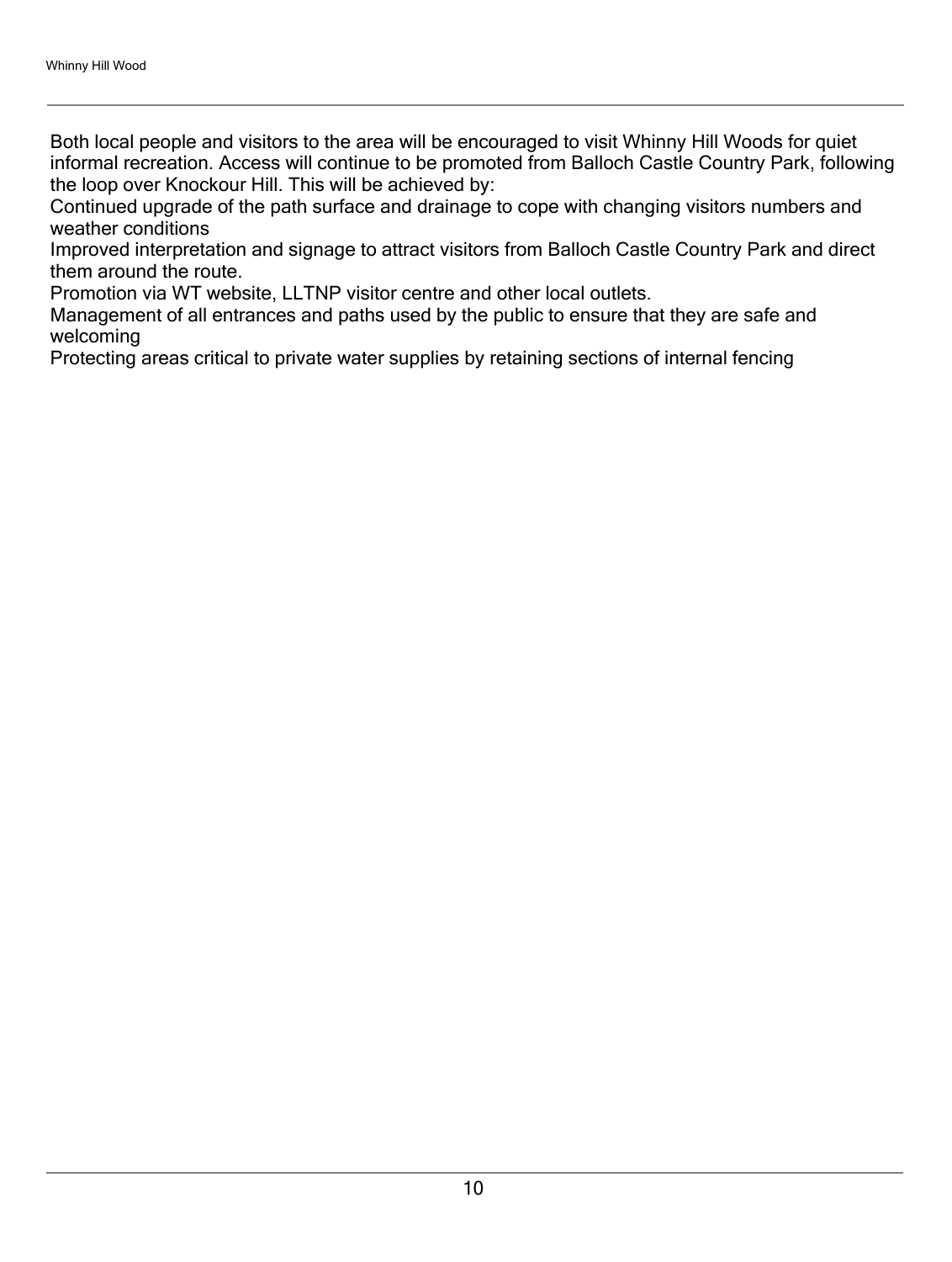Both local people and visitors to the area will be encouraged to visit Whinny Hill Woods for quiet informal recreation. Access will continue to be promoted from Balloch Castle Country Park, following the loop over Knockour Hill. This will be achieved by:

Continued upgrade of the path surface and drainage to cope with changing visitors numbers and weather conditions

Improved interpretation and signage to attract visitors from Balloch Castle Country Park and direct them around the route.

Promotion via WT website, LLTNP visitor centre and other local outlets.

Management of all entrances and paths used by the public to ensure that they are safe and welcoming

Protecting areas critical to private water supplies by retaining sections of internal fencing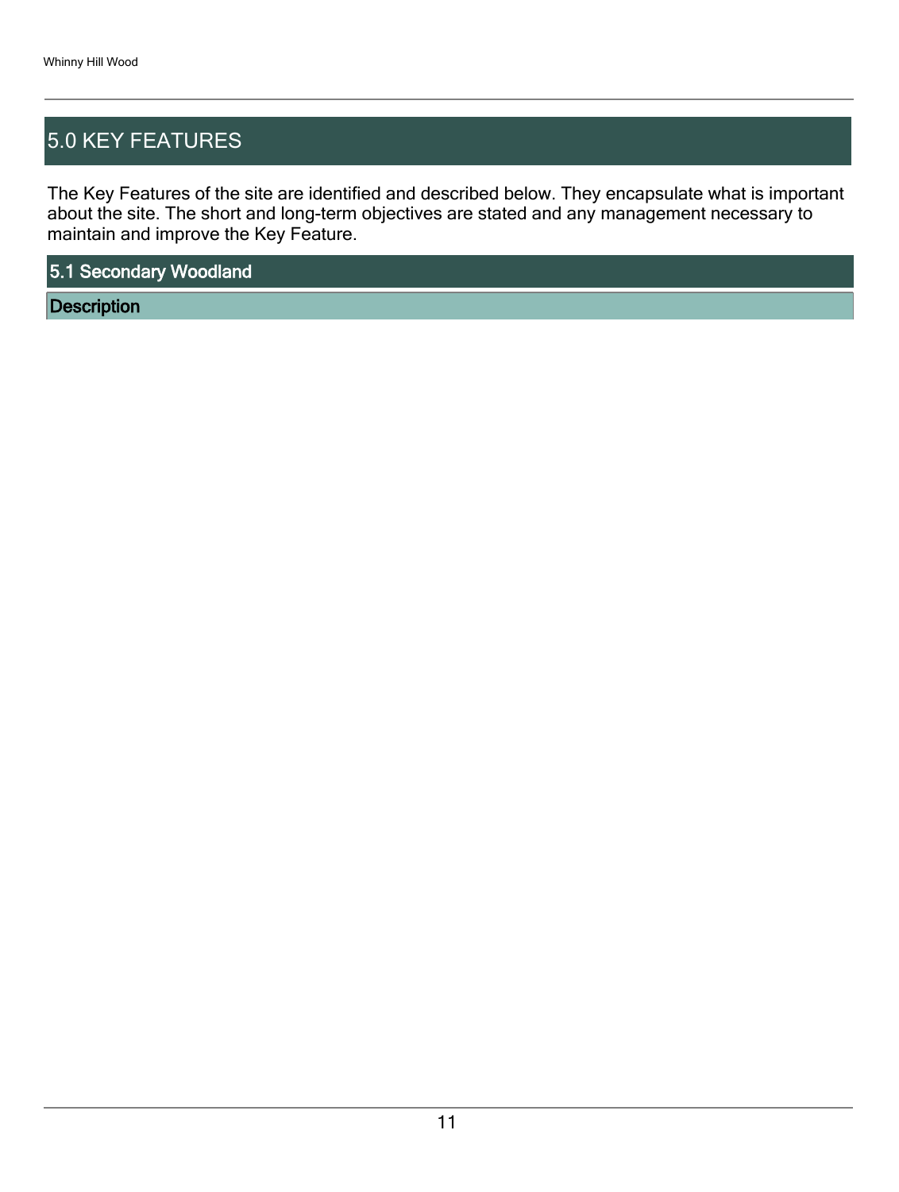## 5.0 KEY FEATURES

The Key Features of the site are identified and described below. They encapsulate what is important about the site. The short and long-term objectives are stated and any management necessary to maintain and improve the Key Feature.

### 5.1 Secondary Woodland

#### Description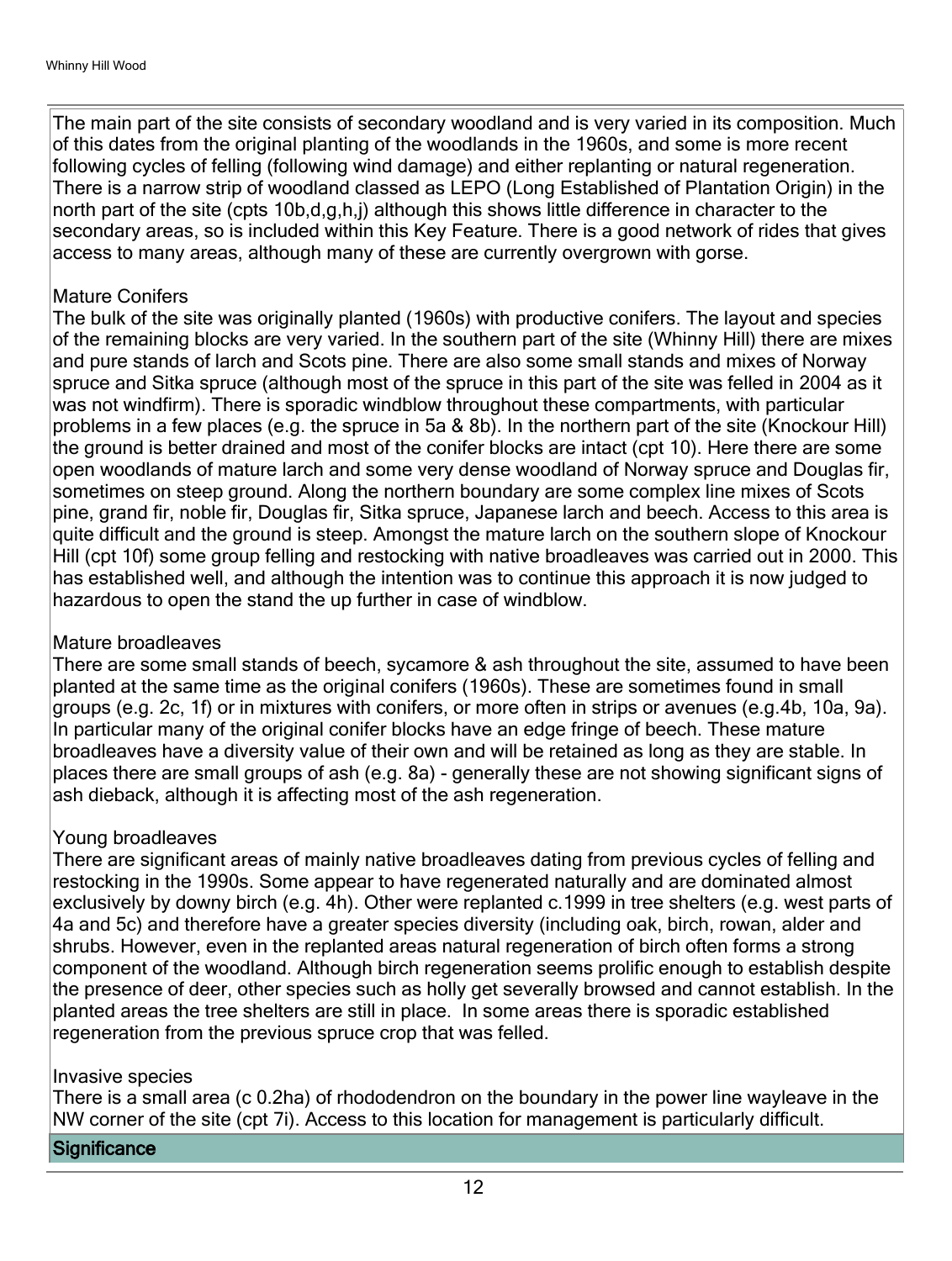The main part of the site consists of secondary woodland and is very varied in its composition. Much of this dates from the original planting of the woodlands in the 1960s, and some is more recent following cycles of felling (following wind damage) and either replanting or natural regeneration. There is a narrow strip of woodland classed as LEPO (Long Established of Plantation Origin) in the north part of the site (cpts 10b,d,g,h,j) although this shows little difference in character to the secondary areas, so is included within this Key Feature. There is a good network of rides that gives access to many areas, although many of these are currently overgrown with gorse.

Mature Conifers
The bulk of the site was originally planted (1960s) with productive conifers. The layout and species of the remaining blocks are very varied. In the southern part of the site (Whinny Hill) there are mixes and pure stands of larch and Scots pine. There are also some small stands and mixes of Norway spruce and Sitka spruce (although most of the spruce in this part of the site was felled in 2004 as it was not windfirm). There is sporadic windblow throughout these compartments, with particular problems in a few places (e.g. the spruce in 5a & 8b). In the northern part of the site (Knockour Hill) the ground is better drained and most of the conifer blocks are intact (cpt 10). Here there are some open woodlands of mature larch and some very dense woodland of Norway spruce and Douglas fir, sometimes on steep ground. Along the northern boundary are some complex line mixes of Scots pine, grand fir, noble fir, Douglas fir, Sitka spruce, Japanese larch and beech. Access to this area is quite difficult and the ground is steep. Amongst the mature larch on the southern slope of Knockour Hill (cpt 10f) some group felling and restocking with native broadleaves was carried out in 2000. This has established well, and although the intention was to continue this approach it is now judged to hazardous to open the stand the up further in case of windblow.

Mature broadleaves
There are some small stands of beech, sycamore & ash throughout the site, assumed to have been planted at the same time as the original conifers (1960s). These are sometimes found in small groups (e.g. 2c, 1f) or in mixtures with conifers, or more often in strips or avenues (e.g.4b, 10a, 9a). In particular many of the original conifer blocks have an edge fringe of beech. These mature broadleaves have a diversity value of their own and will be retained as long as they are stable. In places there are small groups of ash (e.g. 8a) - generally these are not showing significant signs of ash dieback, although it is affecting most of the ash regeneration.

Young broadleaves
There are significant areas of mainly native broadleaves dating from previous cycles of felling and restocking in the 1990s. Some appear to have regenerated naturally and are dominated almost exclusively by downy birch (e.g. 4h). Other were replanted c.1999 in tree shelters (e.g. west parts of 4a and 5c) and therefore have a greater species diversity (including oak, birch, rowan, alder and shrubs. However, even in the replanted areas natural regeneration of birch often forms a strong component of the woodland. Although birch regeneration seems prolific enough to establish despite the presence of deer, other species such as holly get severally browsed and cannot establish. In the planted areas the tree shelters are still in place. In some areas there is sporadic established regeneration from the previous spruce crop that was felled.

Invasive species
There is a small area (c 0.2ha) of rhododendron on the boundary in the power line wayleave in the NW corner of the site (cpt 7i). Access to this location for management is particularly difficult.

**Significance**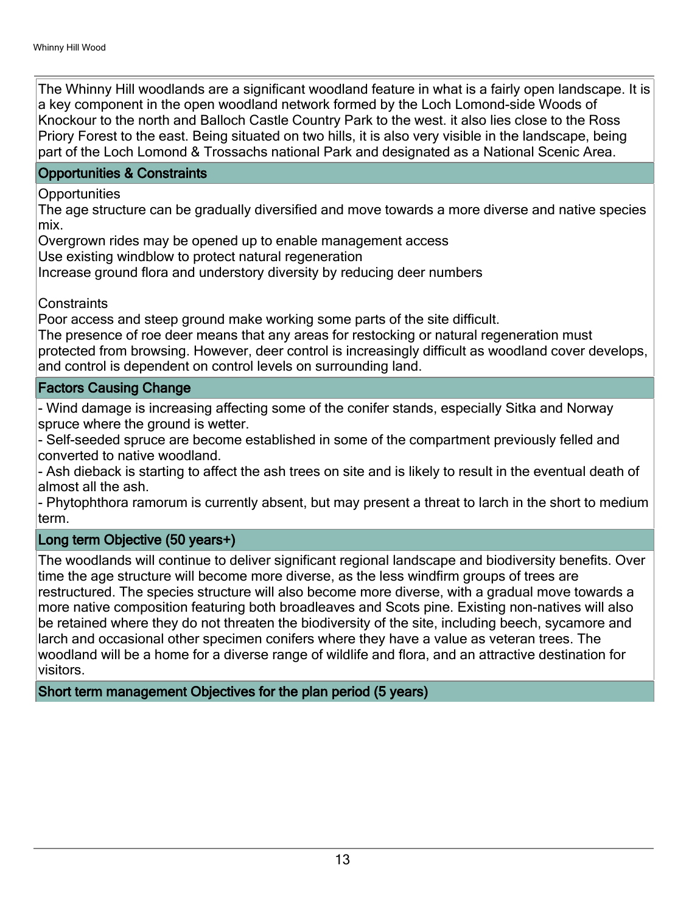The Whinny Hill woodlands are a significant woodland feature in what is a fairly open landscape. It is a key component in the open woodland network formed by the Loch Lomond-side Woods of Knockour to the north and Balloch Castle Country Park to the west. it also lies close to the Ross Priory Forest to the east. Being situated on two hills, it is also very visible in the landscape, being part of the Loch Lomond & Trossachs national Park and designated as a National Scenic Area.

## Opportunities & Constraints

Opportunities
The age structure can be gradually diversified and move towards a more diverse and native species mix.
Overgrown rides may be opened up to enable management access
Use existing windblow to protect natural regeneration
Increase ground flora and understory diversity by reducing deer numbers

Constraints
Poor access and steep ground make working some parts of the site difficult.
The presence of roe deer means that any areas for restocking or natural regeneration must protected from browsing. However, deer control is increasingly difficult as woodland cover develops, and control is dependent on control levels on surrounding land.

## Factors Causing Change

- Wind damage is increasing affecting some of the conifer stands, especially Sitka and Norway spruce where the ground is wetter.
- Self-seeded spruce are become established in some of the compartment previously felled and converted to native woodland.
- Ash dieback is starting to affect the ash trees on site and is likely to result in the eventual death of almost all the ash.
- Phytophthora ramorum is currently absent, but may present a threat to larch in the short to medium term.

## Long term Objective (50 years+)

The woodlands will continue to deliver significant regional landscape and biodiversity benefits. Over time the age structure will become more diverse, as the less windfirm groups of trees are restructured. The species structure will also become more diverse, with a gradual move towards a more native composition featuring both broadleaves and Scots pine. Existing non-natives will also be retained where they do not threaten the biodiversity of the site, including beech, sycamore and larch and occasional other specimen conifers where they have a value as veteran trees. The woodland will be a home for a diverse range of wildlife and flora, and an attractive destination for visitors.

## Short term management Objectives for the plan period (5 years)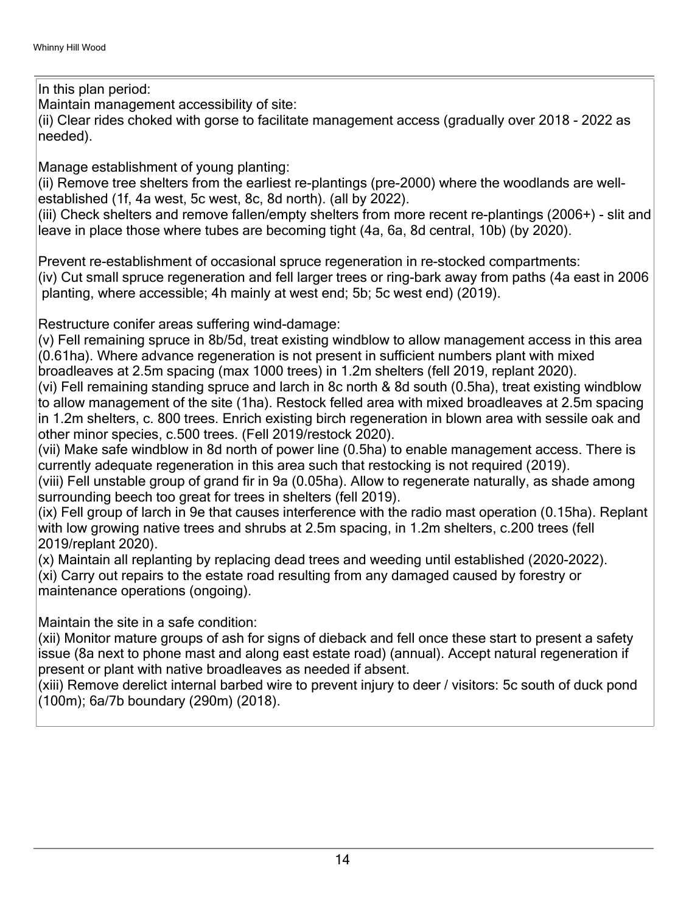In this plan period:

Maintain management accessibility of site:

(ii) Clear rides choked with gorse to facilitate management access (gradually over 2018 - 2022 as needed).

Manage establishment of young planting:

(ii) Remove tree shelters from the earliest re-plantings (pre-2000) where the woodlands are well-established (1f, 4a west, 5c west, 8c, 8d north). (all by 2022).

(iii) Check shelters and remove fallen/empty shelters from more recent re-plantings (2006+) - slit and leave in place those where tubes are becoming tight (4a, 6a, 8d central, 10b) (by 2020).

Prevent re-establishment of occasional spruce regeneration in re-stocked compartments:

(iv) Cut small spruce regeneration and fell larger trees or ring-bark away from paths (4a east in 2006 planting, where accessible; 4h mainly at west end; 5b; 5c west end) (2019).

Restructure conifer areas suffering wind-damage:

(v) Fell remaining spruce in 8b/5d, treat existing windblow to allow management access in this area (0.61ha). Where advance regeneration is not present in sufficient numbers plant with mixed broadleaves at 2.5m spacing (max 1000 trees) in 1.2m shelters (fell 2019, replant 2020).

(vi) Fell remaining standing spruce and larch in 8c north & 8d south (0.5ha), treat existing windblow to allow management of the site (1ha). Restock felled area with mixed broadleaves at 2.5m spacing in 1.2m shelters, c. 800 trees. Enrich existing birch regeneration in blown area with sessile oak and other minor species, c.500 trees. (Fell 2019/restock 2020).

(vii) Make safe windblow in 8d north of power line (0.5ha) to enable management access. There is currently adequate regeneration in this area such that restocking is not required (2019).

(viii) Fell unstable group of grand fir in 9a (0.05ha). Allow to regenerate naturally, as shade among surrounding beech too great for trees in shelters (fell 2019).

(ix) Fell group of larch in 9e that causes interference with the radio mast operation (0.15ha). Replant with low growing native trees and shrubs at 2.5m spacing, in 1.2m shelters, c.200 trees (fell 2019/replant 2020).

(x) Maintain all replanting by replacing dead trees and weeding until established (2020-2022).

(xi) Carry out repairs to the estate road resulting from any damaged caused by forestry or maintenance operations (ongoing).

Maintain the site in a safe condition:

(xii) Monitor mature groups of ash for signs of dieback and fell once these start to present a safety issue (8a next to phone mast and along east estate road) (annual). Accept natural regeneration if present or plant with native broadleaves as needed if absent.

(xiii) Remove derelict internal barbed wire to prevent injury to deer / visitors: 5c south of duck pond (100m); 6a/7b boundary (290m) (2018).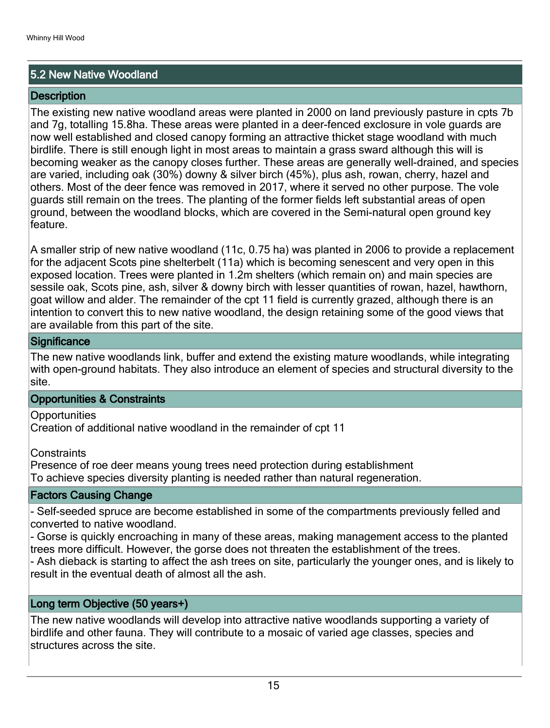## 5.2 New Native Woodland

### Description

The existing new native woodland areas were planted in 2000 on land previously pasture in cpts 7b and 7g, totalling 15.8ha. These areas were planted in a deer-fenced exclosure in vole guards are now well established and closed canopy forming an attractive thicket stage woodland with much birdlife. There is still enough light in most areas to maintain a grass sward although this will is becoming weaker as the canopy closes further. These areas are generally well-drained, and species are varied, including oak (30%) downy & silver birch (45%), plus ash, rowan, cherry, hazel and others. Most of the deer fence was removed in 2017, where it served no other purpose. The vole guards still remain on the trees. The planting of the former fields left substantial areas of open ground, between the woodland blocks, which are covered in the Semi-natural open ground key feature.

A smaller strip of new native woodland (11c, 0.75 ha) was planted in 2006 to provide a replacement for the adjacent Scots pine shelterbelt (11a) which is becoming senescent and very open in this exposed location. Trees were planted in 1.2m shelters (which remain on) and main species are sessile oak, Scots pine, ash, silver & downy birch with lesser quantities of rowan, hazel, hawthorn, goat willow and alder. The remainder of the cpt 11 field is currently grazed, although there is an intention to convert this to new native woodland, the design retaining some of the good views that are available from this part of the site.

### Significance

The new native woodlands link, buffer and extend the existing mature woodlands, while integrating with open-ground habitats. They also introduce an element of species and structural diversity to the site.

### Opportunities & Constraints

Opportunities
Creation of additional native woodland in the remainder of cpt 11

Constraints
Presence of roe deer means young trees need protection during establishment
To achieve species diversity planting is needed rather than natural regeneration.

### Factors Causing Change

- Self-seeded spruce are become established in some of the compartments previously felled and converted to native woodland.
- Gorse is quickly encroaching in many of these areas, making management access to the planted trees more difficult. However, the gorse does not threaten the establishment of the trees.
- Ash dieback is starting to affect the ash trees on site, particularly the younger ones, and is likely to result in the eventual death of almost all the ash.

### Long term Objective (50 years+)

The new native woodlands will develop into attractive native woodlands supporting a variety of birdlife and other fauna. They will contribute to a mosaic of varied age classes, species and structures across the site.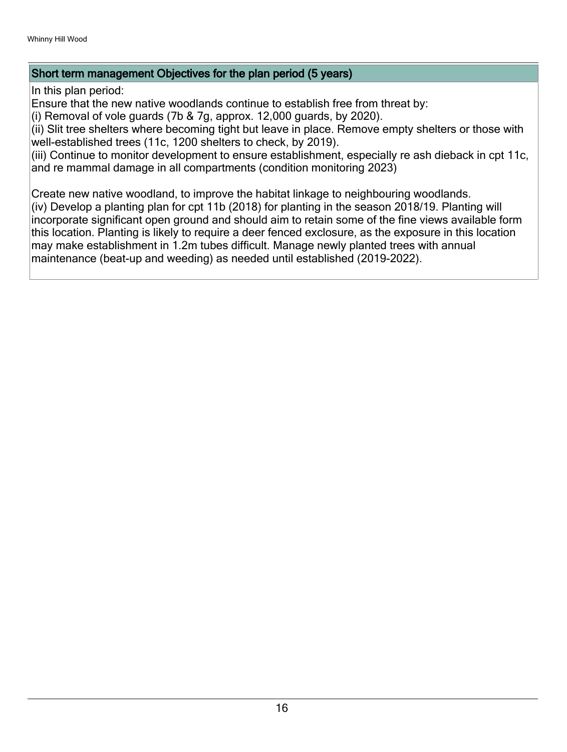## Short term management Objectives for the plan period (5 years)

In this plan period:

Ensure that the new native woodlands continue to establish free from threat by:

(i) Removal of vole guards (7b & 7g, approx. 12,000 guards, by 2020).

(ii) Slit tree shelters where becoming tight but leave in place. Remove empty shelters or those with well-established trees (11c, 1200 shelters to check, by 2019).

(iii) Continue to monitor development to ensure establishment, especially re ash dieback in cpt 11c, and re mammal damage in all compartments (condition monitoring 2023)

Create new native woodland, to improve the habitat linkage to neighbouring woodlands.

(iv) Develop a planting plan for cpt 11b (2018) for planting in the season 2018/19. Planting will incorporate significant open ground and should aim to retain some of the fine views available form this location. Planting is likely to require a deer fenced exclosure, as the exposure in this location may make establishment in 1.2m tubes difficult. Manage newly planted trees with annual maintenance (beat-up and weeding) as needed until established (2019-2022).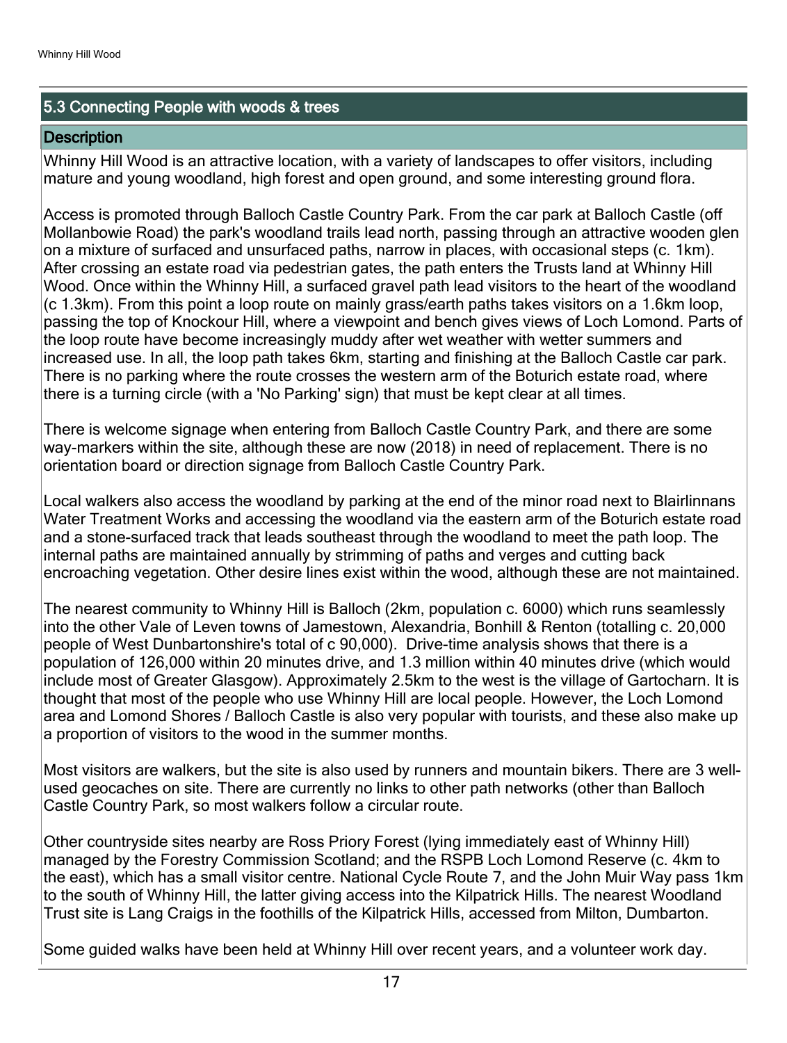## 5.3 Connecting People with woods & trees

### Description

Whinny Hill Wood is an attractive location, with a variety of landscapes to offer visitors, including mature and young woodland, high forest and open ground, and some interesting ground flora.

Access is promoted through Balloch Castle Country Park. From the car park at Balloch Castle (off Mollanbowie Road) the park's woodland trails lead north, passing through an attractive wooden glen on a mixture of surfaced and unsurfaced paths, narrow in places, with occasional steps (c. 1km). After crossing an estate road via pedestrian gates, the path enters the Trusts land at Whinny Hill Wood. Once within the Whinny Hill, a surfaced gravel path lead visitors to the heart of the woodland (c 1.3km). From this point a loop route on mainly grass/earth paths takes visitors on a 1.6km loop, passing the top of Knockour Hill, where a viewpoint and bench gives views of Loch Lomond. Parts of the loop route have become increasingly muddy after wet weather with wetter summers and increased use. In all, the loop path takes 6km, starting and finishing at the Balloch Castle car park. There is no parking where the route crosses the western arm of the Boturich estate road, where there is a turning circle (with a 'No Parking' sign) that must be kept clear at all times.

There is welcome signage when entering from Balloch Castle Country Park, and there are some way-markers within the site, although these are now (2018) in need of replacement. There is no orientation board or direction signage from Balloch Castle Country Park.

Local walkers also access the woodland by parking at the end of the minor road next to Blairlinnans Water Treatment Works and accessing the woodland via the eastern arm of the Boturich estate road and a stone-surfaced track that leads southeast through the woodland to meet the path loop. The internal paths are maintained annually by strimming of paths and verges and cutting back encroaching vegetation. Other desire lines exist within the wood, although these are not maintained.

The nearest community to Whinny Hill is Balloch (2km, population c. 6000) which runs seamlessly into the other Vale of Leven towns of Jamestown, Alexandria, Bonhill & Renton (totalling c. 20,000 people of West Dunbartonshire's total of c 90,000). Drive-time analysis shows that there is a population of 126,000 within 20 minutes drive, and 1.3 million within 40 minutes drive (which would include most of Greater Glasgow). Approximately 2.5km to the west is the village of Gartocharn. It is thought that most of the people who use Whinny Hill are local people. However, the Loch Lomond area and Lomond Shores / Balloch Castle is also very popular with tourists, and these also make up a proportion of visitors to the wood in the summer months.

Most visitors are walkers, but the site is also used by runners and mountain bikers. There are 3 well-used geocaches on site. There are currently no links to other path networks (other than Balloch Castle Country Park, so most walkers follow a circular route.

Other countryside sites nearby are Ross Priory Forest (lying immediately east of Whinny Hill) managed by the Forestry Commission Scotland; and the RSPB Loch Lomond Reserve (c. 4km to the east), which has a small visitor centre. National Cycle Route 7, and the John Muir Way pass 1km to the south of Whinny Hill, the latter giving access into the Kilpatrick Hills. The nearest Woodland Trust site is Lang Craigs in the foothills of the Kilpatrick Hills, accessed from Milton, Dumbarton.

Some guided walks have been held at Whinny Hill over recent years, and a volunteer work day.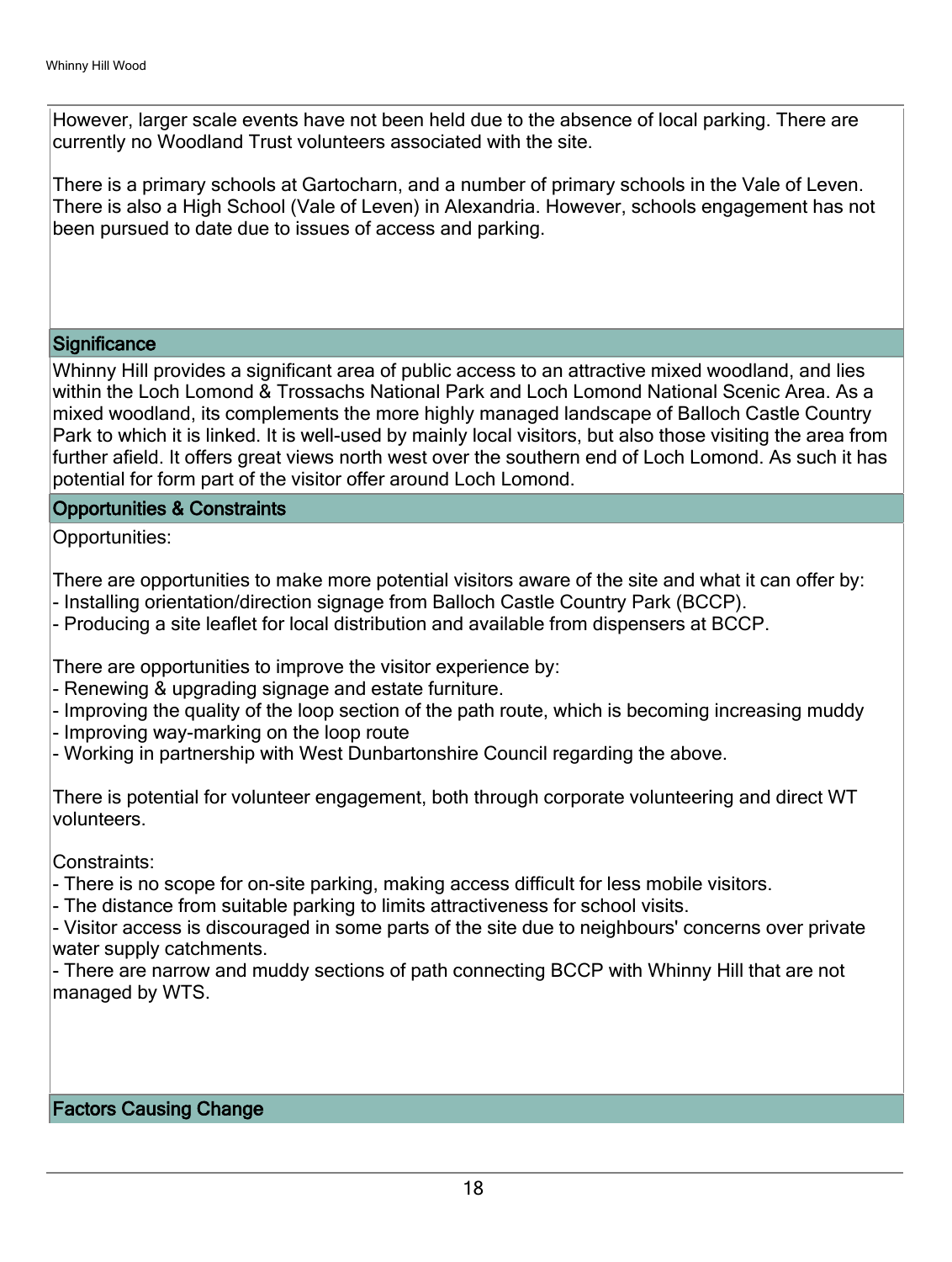However, larger scale events have not been held due to the absence of local parking. There are currently no Woodland Trust volunteers associated with the site.

There is a primary schools at Gartocharn, and a number of primary schools in the Vale of Leven. There is also a High School (Vale of Leven) in Alexandria. However, schools engagement has not been pursued to date due to issues of access and parking.

## Significance

Whinny Hill provides a significant area of public access to an attractive mixed woodland, and lies within the Loch Lomond & Trossachs National Park and Loch Lomond National Scenic Area. As a mixed woodland, its complements the more highly managed landscape of Balloch Castle Country Park to which it is linked. It is well-used by mainly local visitors, but also those visiting the area from further afield. It offers great views north west over the southern end of Loch Lomond. As such it has potential for form part of the visitor offer around Loch Lomond.

## Opportunities & Constraints

Opportunities:

There are opportunities to make more potential visitors aware of the site and what it can offer by:
- Installing orientation/direction signage from Balloch Castle Country Park (BCCP).
- Producing a site leaflet for local distribution and available from dispensers at BCCP.

There are opportunities to improve the visitor experience by:
- Renewing & upgrading signage and estate furniture.
- Improving the quality of the loop section of the path route, which is becoming increasing muddy
- Improving way-marking on the loop route
- Working in partnership with West Dunbartonshire Council regarding the above.

There is potential for volunteer engagement, both through corporate volunteering and direct WT volunteers.

Constraints:
- There is no scope for on-site parking, making access difficult for less mobile visitors.
- The distance from suitable parking to limits attractiveness for school visits.
- Visitor access is discouraged in some parts of the site due to neighbours' concerns over private water supply catchments.
- There are narrow and muddy sections of path connecting BCCP with Whinny Hill that are not managed by WTS.

## Factors Causing Change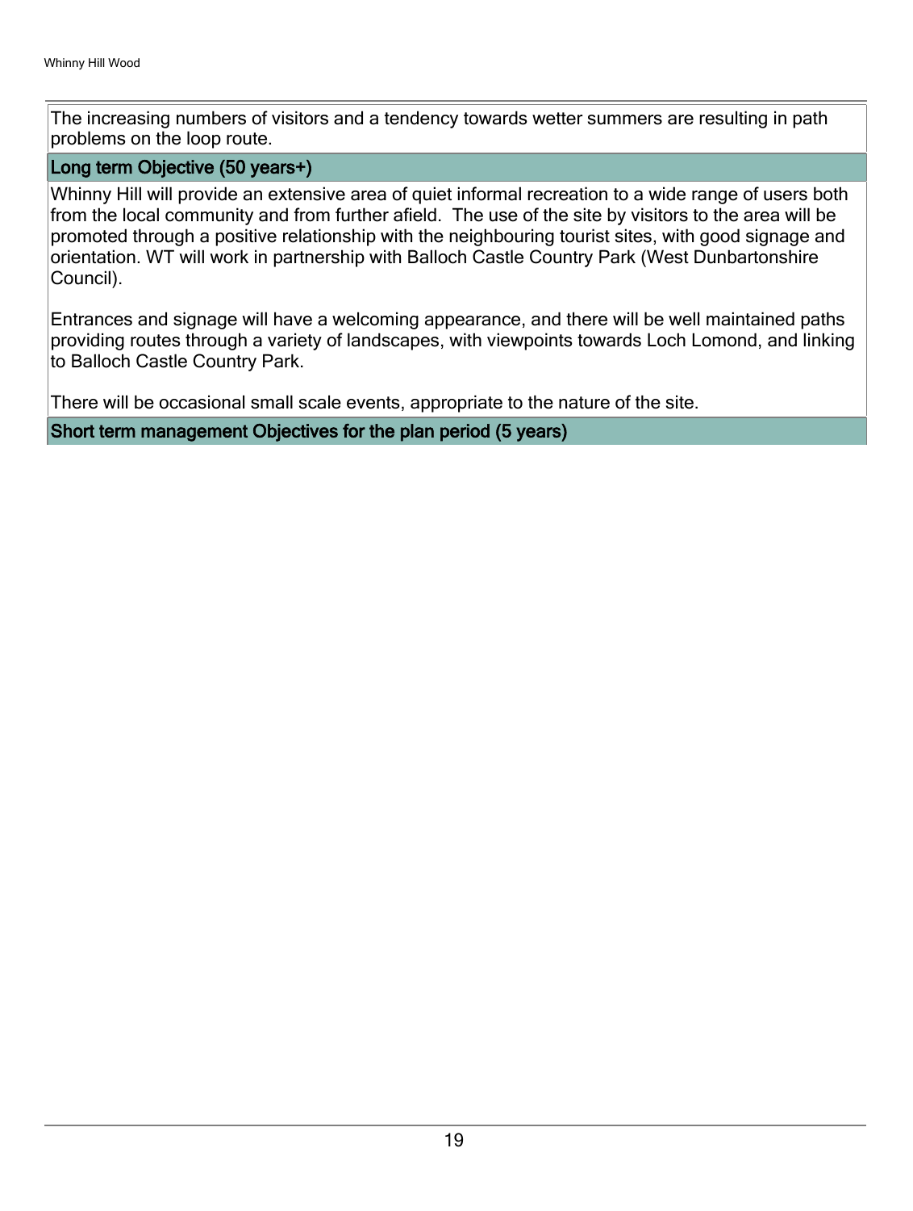The increasing numbers of visitors and a tendency towards wetter summers are resulting in path problems on the loop route.

### Long term Objective (50 years+)

Whinny Hill will provide an extensive area of quiet informal recreation to a wide range of users both from the local community and from further afield. The use of the site by visitors to the area will be promoted through a positive relationship with the neighbouring tourist sites, with good signage and orientation. WT will work in partnership with Balloch Castle Country Park (West Dunbartonshire Council).

Entrances and signage will have a welcoming appearance, and there will be well maintained paths providing routes through a variety of landscapes, with viewpoints towards Loch Lomond, and linking to Balloch Castle Country Park.

There will be occasional small scale events, appropriate to the nature of the site.

### Short term management Objectives for the plan period (5 years)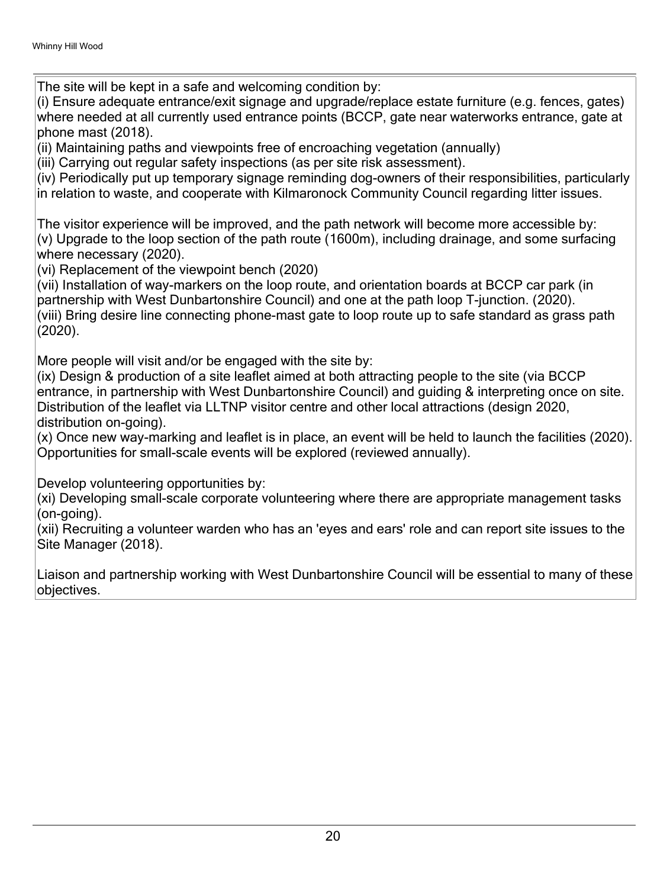The site will be kept in a safe and welcoming condition by:
(i) Ensure adequate entrance/exit signage and upgrade/replace estate furniture (e.g. fences, gates) where needed at all currently used entrance points (BCCP, gate near waterworks entrance, gate at phone mast (2018).
(ii) Maintaining paths and viewpoints free of encroaching vegetation (annually)
(iii) Carrying out regular safety inspections (as per site risk assessment).
(iv) Periodically put up temporary signage reminding dog-owners of their responsibilities, particularly in relation to waste, and cooperate with Kilmaronock Community Council regarding litter issues.

The visitor experience will be improved, and the path network will become more accessible by:
(v) Upgrade to the loop section of the path route (1600m), including drainage, and some surfacing where necessary (2020).
(vi) Replacement of the viewpoint bench (2020)
(vii) Installation of way-markers on the loop route, and orientation boards at BCCP car park (in partnership with West Dunbartonshire Council) and one at the path loop T-junction. (2020).
(viii) Bring desire line connecting phone-mast gate to loop route up to safe standard as grass path (2020).

More people will visit and/or be engaged with the site by:
(ix) Design & production of a site leaflet aimed at both attracting people to the site (via BCCP entrance, in partnership with West Dunbartonshire Council) and guiding & interpreting once on site. Distribution of the leaflet via LLTNP visitor centre and other local attractions (design 2020, distribution on-going).
(x) Once new way-marking and leaflet is in place, an event will be held to launch the facilities (2020). Opportunities for small-scale events will be explored (reviewed annually).

Develop volunteering opportunities by:
(xi) Developing small-scale corporate volunteering where there are appropriate management tasks (on-going).
(xii) Recruiting a volunteer warden who has an 'eyes and ears' role and can report site issues to the Site Manager (2018).

Liaison and partnership working with West Dunbartonshire Council will be essential to many of these objectives.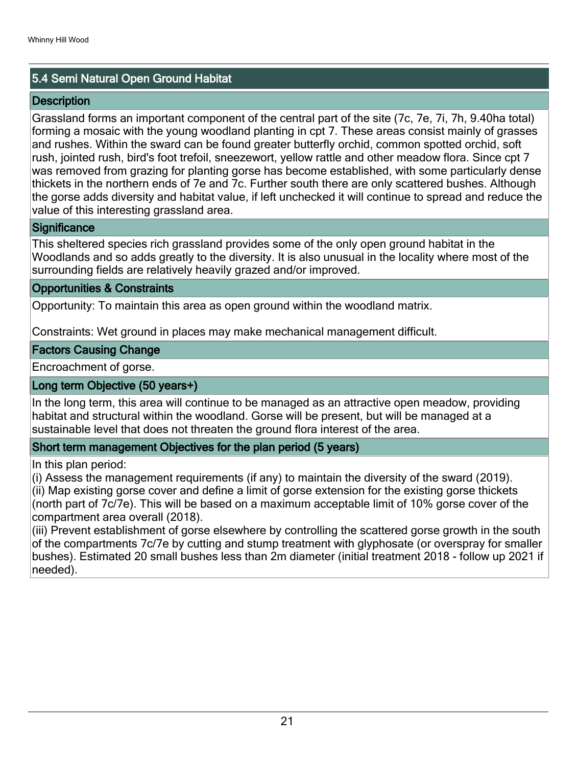## 5.4 Semi Natural Open Ground Habitat

### Description

Grassland forms an important component of the central part of the site (7c, 7e, 7i, 7h, 9.40ha total) forming a mosaic with the young woodland planting in cpt 7. These areas consist mainly of grasses and rushes. Within the sward can be found greater butterfly orchid, common spotted orchid, soft rush, jointed rush, bird's foot trefoil, sneezewort, yellow rattle and other meadow flora. Since cpt 7 was removed from grazing for planting gorse has become established, with some particularly dense thickets in the northern ends of 7e and 7c. Further south there are only scattered bushes. Although the gorse adds diversity and habitat value, if left unchecked it will continue to spread and reduce the value of this interesting grassland area.

### Significance

This sheltered species rich grassland provides some of the only open ground habitat in the Woodlands and so adds greatly to the diversity. It is also unusual in the locality where most of the surrounding fields are relatively heavily grazed and/or improved.

### Opportunities & Constraints

Opportunity: To maintain this area as open ground within the woodland matrix.

Constraints: Wet ground in places may make mechanical management difficult.

### Factors Causing Change

Encroachment of gorse.

### Long term Objective (50 years+)

In the long term, this area will continue to be managed as an attractive open meadow, providing habitat and structural within the woodland. Gorse will be present, but will be managed at a sustainable level that does not threaten the ground flora interest of the area.

### Short term management Objectives for the plan period (5 years)

In this plan period:
(i) Assess the management requirements (if any) to maintain the diversity of the sward (2019).
(ii) Map existing gorse cover and define a limit of gorse extension for the existing gorse thickets (north part of 7c/7e). This will be based on a maximum acceptable limit of 10% gorse cover of the compartment area overall (2018).
(iii) Prevent establishment of gorse elsewhere by controlling the scattered gorse growth in the south of the compartments 7c/7e by cutting and stump treatment with glyphosate (or overspray for smaller bushes). Estimated 20 small bushes less than 2m diameter (initial treatment 2018 - follow up 2021 if needed).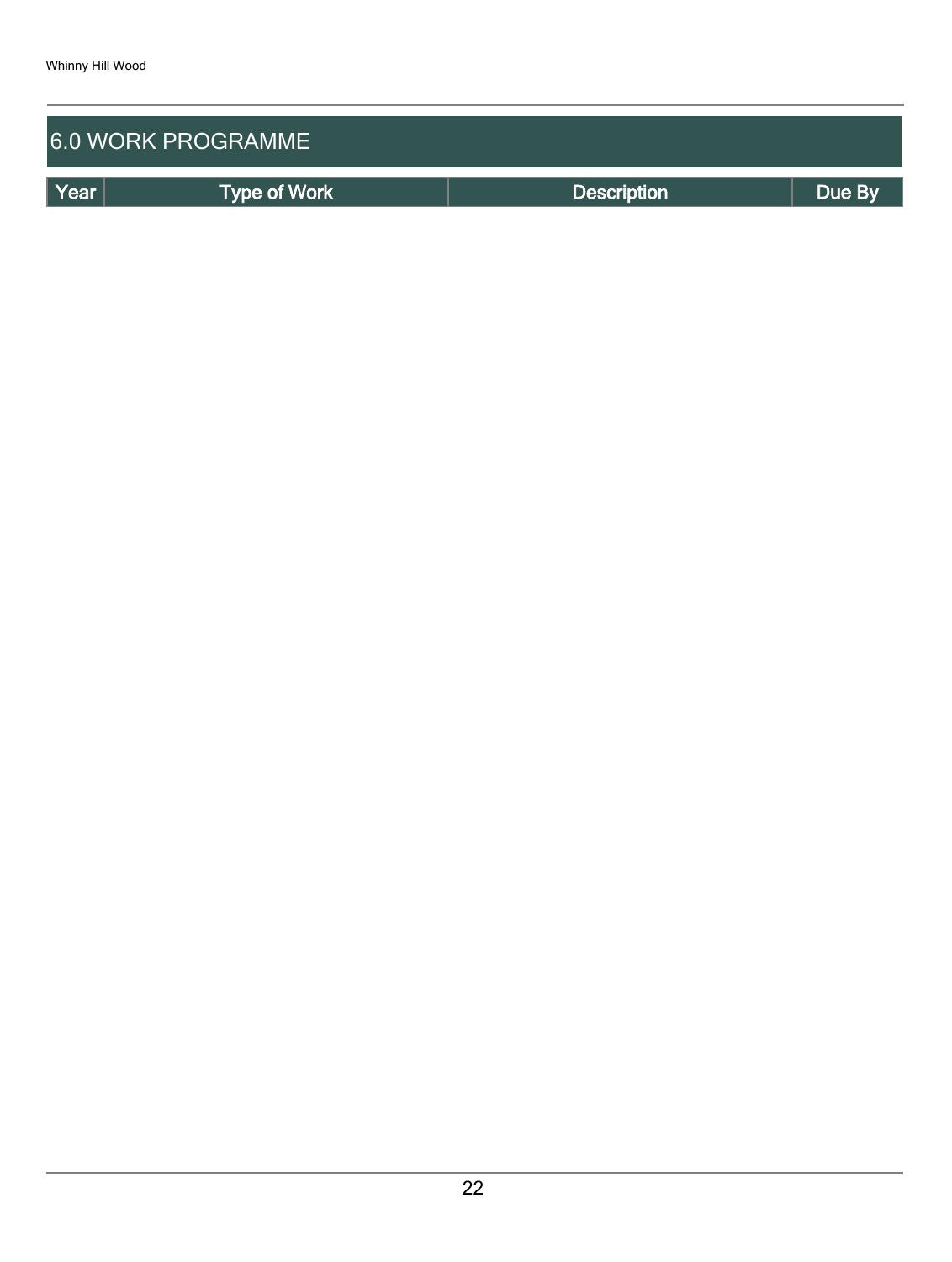## 6.0 WORK PROGRAMME

| Year | Type of Work | Description | Due By |
| --- | --- | --- | --- |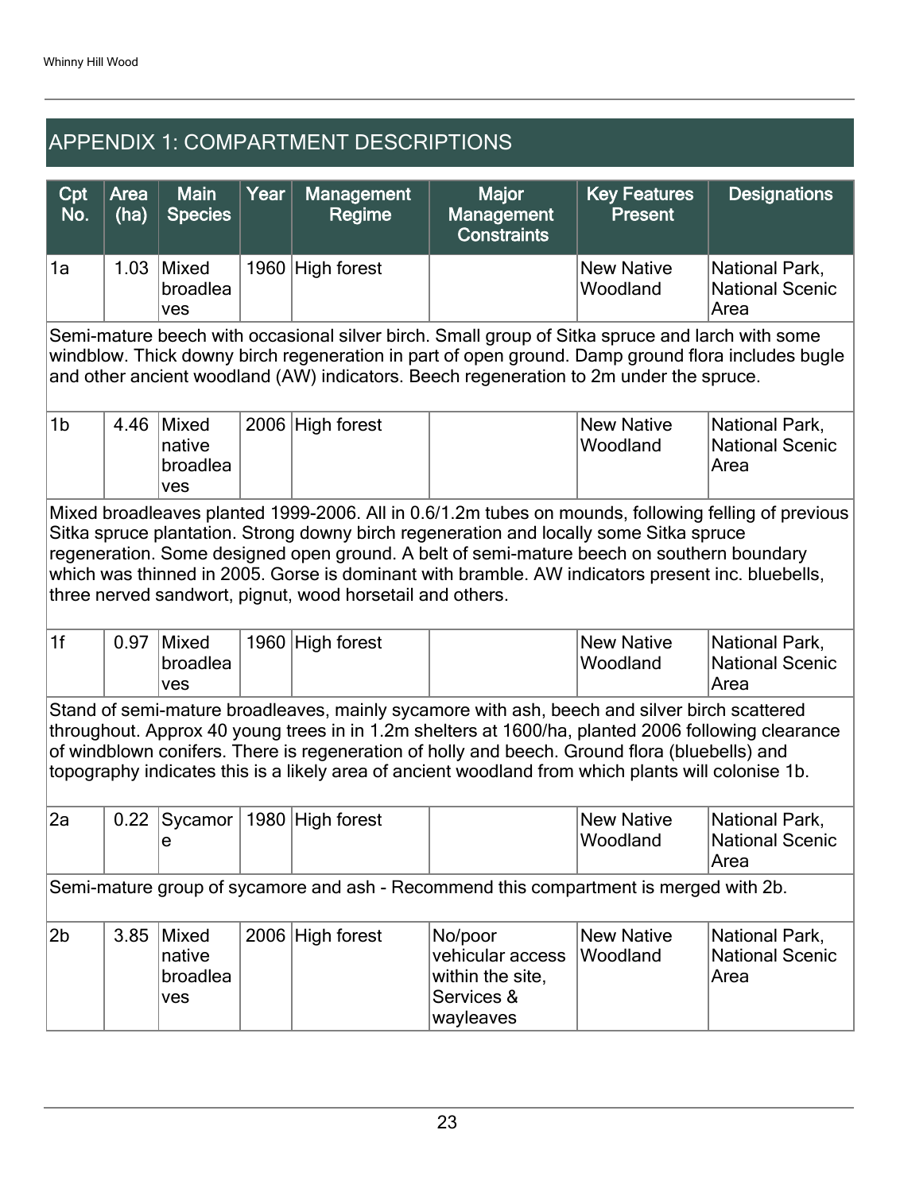## APPENDIX 1: COMPARTMENT DESCRIPTIONS

| Cpt No. | Area (ha) | Main Species | Year | Management Regime | Major Management Constraints | Key Features Present | Designations |
|---|---|---|---|---|---|---|---|
| 1a | 1.03 | Mixed broadleaves | 1960 | High forest | | New Native Woodland | National Park, National Scenic Area |
| Semi-mature beech with occasional silver birch. Small group of Sitka spruce and larch with some windblow. Thick downy birch regeneration in part of open ground. Damp ground flora includes bugle and other ancient woodland (AW) indicators. Beech regeneration to 2m under the spruce. | | | | | | | |
| 1b | 4.46 | Mixed native broadleaves | 2006 | High forest | | New Native Woodland | National Park, National Scenic Area |
| Mixed broadleaves planted 1999-2006. All in 0.6/1.2m tubes on mounds, following felling of previous Sitka spruce plantation. Strong downy birch regeneration and locally some Sitka spruce regeneration. Some designed open ground. A belt of semi-mature beech on southern boundary which was thinned in 2005. Gorse is dominant with bramble. AW indicators present inc. bluebells, three nerved sandwort, pignut, wood horsetail and others. | | | | | | | |
| 1f | 0.97 | Mixed broadleaves | 1960 | High forest | | New Native Woodland | National Park, National Scenic Area |
| Stand of semi-mature broadleaves, mainly sycamore with ash, beech and silver birch scattered throughout. Approx 40 young trees in in 1.2m shelters at 1600/ha, planted 2006 following clearance of windblown conifers. There is regeneration of holly and beech. Ground flora (bluebells) and topography indicates this is a likely area of ancient woodland from which plants will colonise 1b. | | | | | | | |
| 2a | 0.22 | Sycamore | 1980 | High forest | | New Native Woodland | National Park, National Scenic Area |
| Semi-mature group of sycamore and ash - Recommend this compartment is merged with 2b. | | | | | | | |
| 2b | 3.85 | Mixed native broadleaves | 2006 | High forest | No/poor vehicular access within the site, Services & wayleaves | New Native Woodland | National Park, National Scenic Area |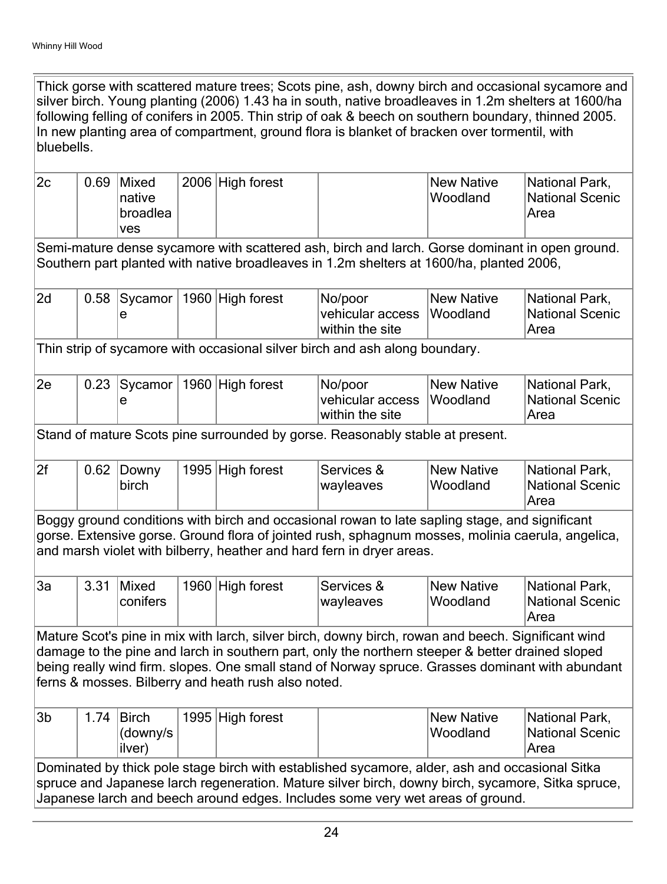Thick gorse with scattered mature trees; Scots pine, ash, downy birch and occasional sycamore and silver birch. Young planting (2006) 1.43 ha in south, native broadleaves in 1.2m shelters at 1600/ha following felling of conifers in 2005. Thin strip of oak & beech on southern boundary, thinned 2005. In new planting area of compartment, ground flora is blanket of bracken over tormentil, with bluebells.

| 2c | 0.69 | Mixed native broadleaves | 2006 | High forest | | New Native Woodland | National Park, National Scenic Area |
|---|---|---|---|---|---|---|---|

Semi-mature dense sycamore with scattered ash, birch and larch. Gorse dominant in open ground. Southern part planted with native broadleaves in 1.2m shelters at 1600/ha, planted 2006,

| 2d | 0.58 | Sycamore | 1960 | High forest | No/poor vehicular access within the site | New Native Woodland | National Park, National Scenic Area |
|---|---|---|---|---|---|---|---|

Thin strip of sycamore with occasional silver birch and ash along boundary.

| 2e | 0.23 | Sycamore | 1960 | High forest | No/poor vehicular access within the site | New Native Woodland | National Park, National Scenic Area |
|---|---|---|---|---|---|---|---|

Stand of mature Scots pine surrounded by gorse. Reasonably stable at present.

| 2f | 0.62 | Downy birch | 1995 | High forest | Services & wayleaves | New Native Woodland | National Park, National Scenic Area |
|---|---|---|---|---|---|---|---|

Boggy ground conditions with birch and occasional rowan to late sapling stage, and significant gorse. Extensive gorse. Ground flora of jointed rush, sphagnum mosses, molinia caerula, angelica, and marsh violet with bilberry, heather and hard fern in dryer areas.

| 3a | 3.31 | Mixed conifers | 1960 | High forest | Services & wayleaves | New Native Woodland | National Park, National Scenic Area |
|---|---|---|---|---|---|---|---|

Mature Scot's pine in mix with larch, silver birch, downy birch, rowan and beech. Significant wind damage to the pine and larch in southern part, only the northern steeper & better drained sloped being really wind firm. slopes. One small stand of Norway spruce. Grasses dominant with abundant ferns & mosses. Bilberry and heath rush also noted.

| 3b | 1.74 | Birch (downy/silver) | 1995 | High forest | | New Native Woodland | National Park, National Scenic Area |
|---|---|---|---|---|---|---|---|

Dominated by thick pole stage birch with established sycamore, alder, ash and occasional Sitka spruce and Japanese larch regeneration. Mature silver birch, downy birch, sycamore, Sitka spruce, Japanese larch and beech around edges. Includes some very wet areas of ground.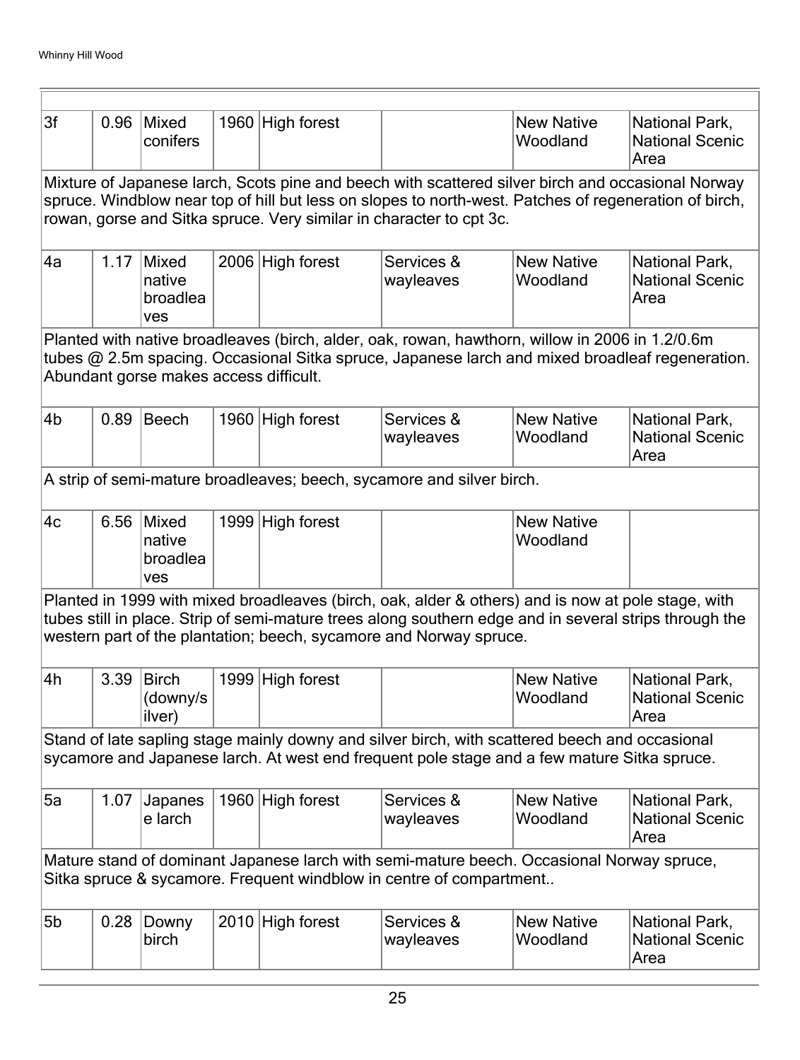| | | | | | | | |
|---|---|---|---|---|---|---|---|
| 3f | 0.96 | Mixed conifers | 1960 | High forest | | New Native Woodland | National Park, National Scenic Area |
| Mixture of Japanese larch, Scots pine and beech with scattered silver birch and occasional Norway spruce. Windblow near top of hill but less on slopes to north-west. Patches of regeneration of birch, rowan, gorse and Sitka spruce. Very similar in character to cpt 3c. | | | | | | | |
| 4a | 1.17 | Mixed native broadleaves | 2006 | High forest | Services & wayleaves | New Native Woodland | National Park, National Scenic Area |
| Planted with native broadleaves (birch, alder, oak, rowan, hawthorn, willow in 2006 in 1.2/0.6m tubes @ 2.5m spacing. Occasional Sitka spruce, Japanese larch and mixed broadleaf regeneration. Abundant gorse makes access difficult. | | | | | | | |
| 4b | 0.89 | Beech | 1960 | High forest | Services & wayleaves | New Native Woodland | National Park, National Scenic Area |
| A strip of semi-mature broadleaves; beech, sycamore and silver birch. | | | | | | | |
| 4c | 6.56 | Mixed native broadleaves | 1999 | High forest | | New Native Woodland | |
| Planted in 1999 with mixed broadleaves (birch, oak, alder & others) and is now at pole stage, with tubes still in place. Strip of semi-mature trees along southern edge and in several strips through the western part of the plantation; beech, sycamore and Norway spruce. | | | | | | | |
| 4h | 3.39 | Birch (downy/silver) | 1999 | High forest | | New Native Woodland | National Park, National Scenic Area |
| Stand of late sapling stage mainly downy and silver birch, with scattered beech and occasional sycamore and Japanese larch. At west end frequent pole stage and a few mature Sitka spruce. | | | | | | | |
| 5a | 1.07 | Japanese larch | 1960 | High forest | Services & wayleaves | New Native Woodland | National Park, National Scenic Area |
| Mature stand of dominant Japanese larch with semi-mature beech. Occasional Norway spruce, Sitka spruce & sycamore. Frequent windblow in centre of compartment.. | | | | | | | |
| 5b | 0.28 | Downy birch | 2010 | High forest | Services & wayleaves | New Native Woodland | National Park, National Scenic Area |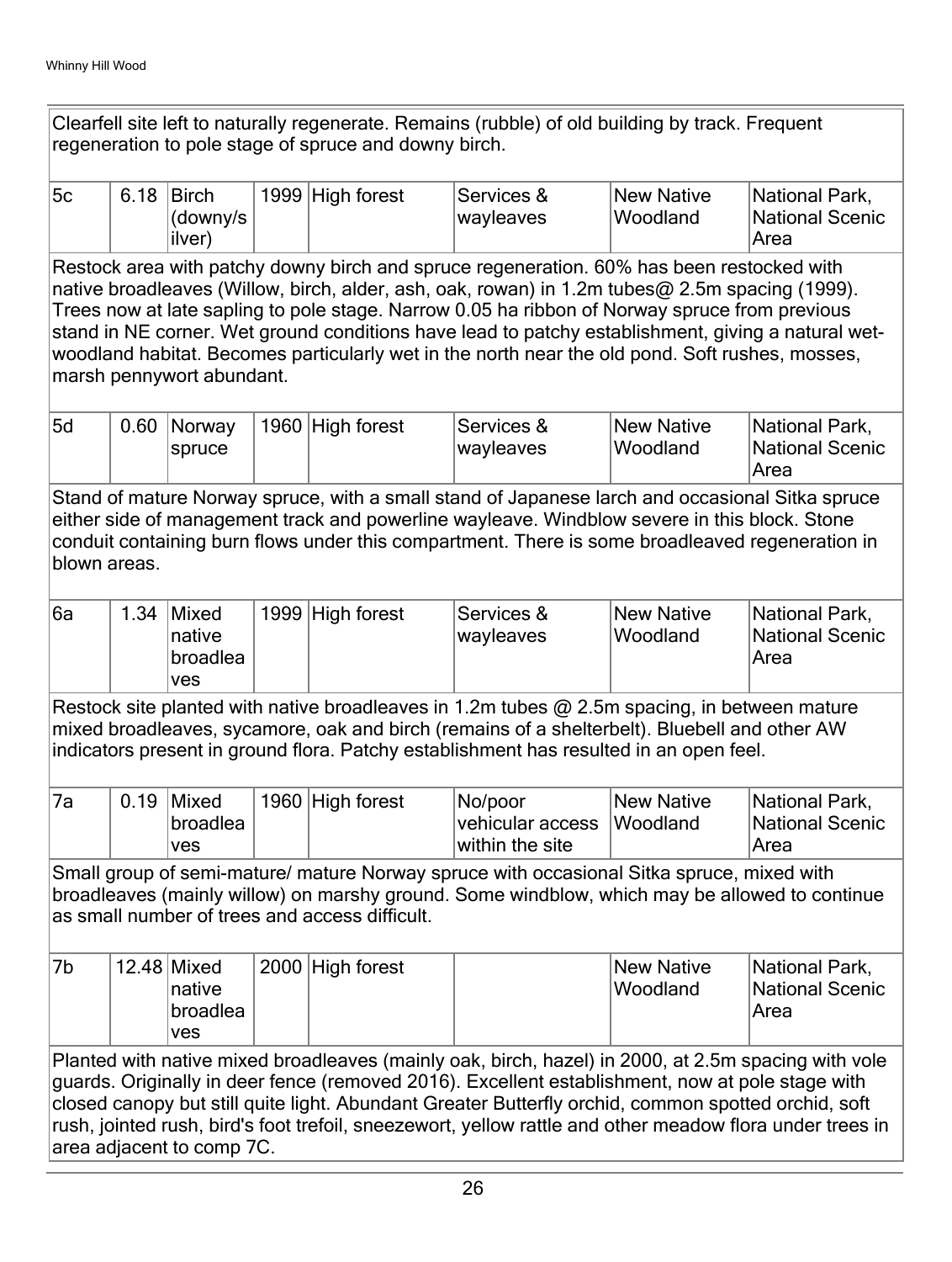| | | | | | | | |
|---|---|---|---|---|---|---|---|
| Clearfell site left to naturally regenerate. Remains (rubble) of old building by track. Frequent regeneration to pole stage of spruce and downy birch. | | | | | | | |
| 5c | 6.18 | Birch (downy/silver) | 1999 | High forest | Services & wayleaves | New Native Woodland | National Park, National Scenic Area |
| Restock area with patchy downy birch and spruce regeneration. 60% has been restocked with native broadleaves (Willow, birch, alder, ash, oak, rowan) in 1.2m tubes@ 2.5m spacing (1999). Trees now at late sapling to pole stage. Narrow 0.05 ha ribbon of Norway spruce from previous stand in NE corner. Wet ground conditions have lead to patchy establishment, giving a natural wet-woodland habitat. Becomes particularly wet in the north near the old pond. Soft rushes, mosses, marsh pennywort abundant. | | | | | | | |
| 5d | 0.60 | Norway spruce | 1960 | High forest | Services & wayleaves | New Native Woodland | National Park, National Scenic Area |
| Stand of mature Norway spruce, with a small stand of Japanese larch and occasional Sitka spruce either side of management track and powerline wayleave. Windblow severe in this block. Stone conduit containing burn flows under this compartment. There is some broadleaved regeneration in blown areas. | | | | | | | |
| 6a | 1.34 | Mixed native broadleaves | 1999 | High forest | Services & wayleaves | New Native Woodland | National Park, National Scenic Area |
| Restock site planted with native broadleaves in 1.2m tubes @ 2.5m spacing, in between mature mixed broadleaves, sycamore, oak and birch (remains of a shelterbelt). Bluebell and other AW indicators present in ground flora. Patchy establishment has resulted in an open feel. | | | | | | | |
| 7a | 0.19 | Mixed broadleaves | 1960 | High forest | No/poor vehicular access within the site | New Native Woodland | National Park, National Scenic Area |
| Small group of semi-mature/ mature Norway spruce with occasional Sitka spruce, mixed with broadleaves (mainly willow) on marshy ground. Some windblow, which may be allowed to continue as small number of trees and access difficult. | | | | | | | |
| 7b | 12.48 | Mixed native broadleaves | 2000 | High forest | | New Native Woodland | National Park, National Scenic Area |
| Planted with native mixed broadleaves (mainly oak, birch, hazel) in 2000, at 2.5m spacing with vole guards. Originally in deer fence (removed 2016). Excellent establishment, now at pole stage with closed canopy but still quite light. Abundant Greater Butterfly orchid, common spotted orchid, soft rush, jointed rush, bird's foot trefoil, sneezewort, yellow rattle and other meadow flora under trees in area adjacent to comp 7C. | | | | | | | |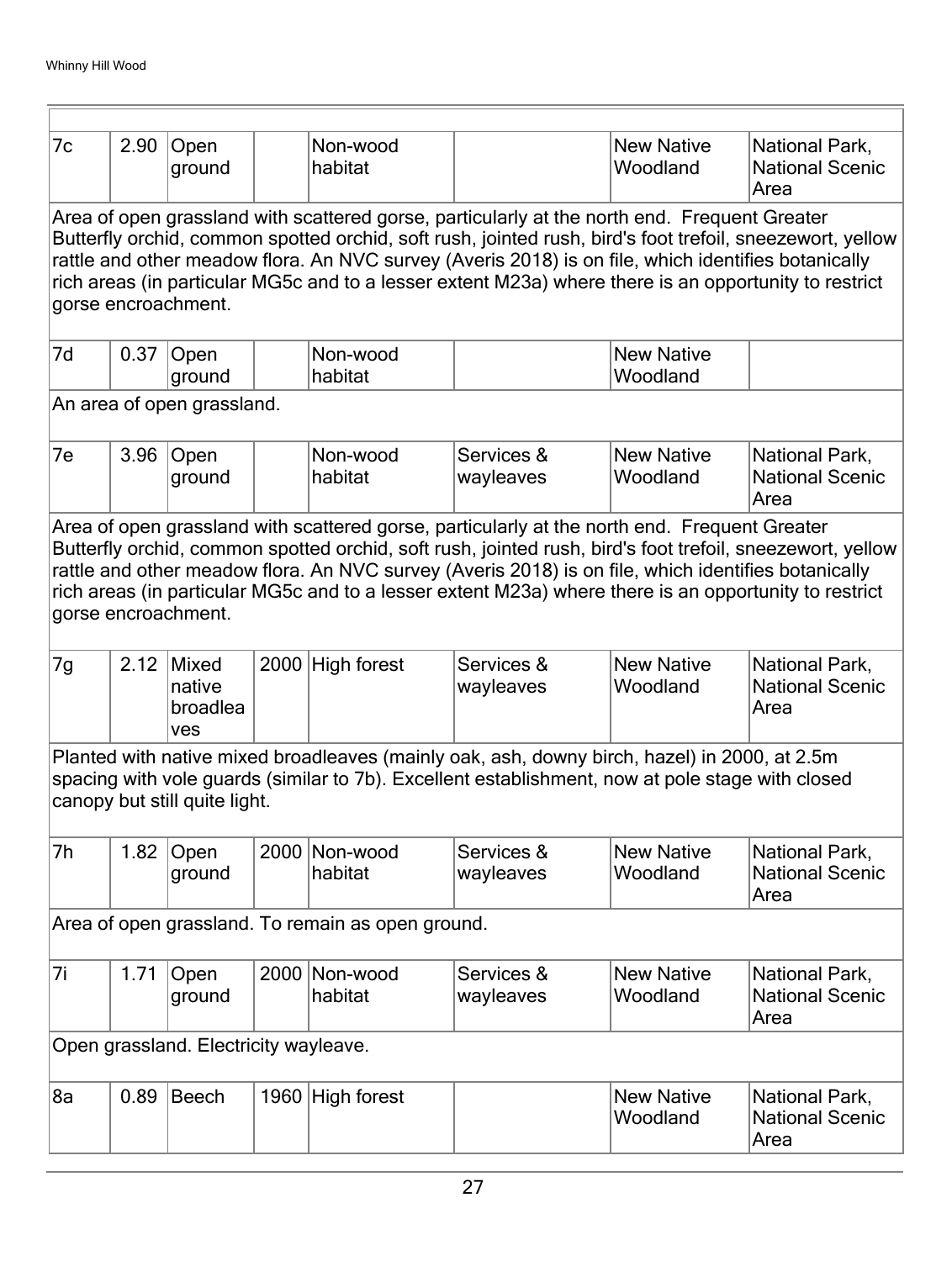| | | | | | | | |
|---|---|---|---|---|---|---|---|
| 7c | 2.90 | Open ground | | Non-wood habitat | | New Native Woodland | National Park, National Scenic Area |
| Area of open grassland with scattered gorse, particularly at the north end. Frequent Greater Butterfly orchid, common spotted orchid, soft rush, jointed rush, bird's foot trefoil, sneezewort, yellow rattle and other meadow flora. An NVC survey (Averis 2018) is on file, which identifies botanically rich areas (in particular MG5c and to a lesser extent M23a) where there is an opportunity to restrict gorse encroachment. | | | | | | | |
| 7d | 0.37 | Open ground | | Non-wood habitat | | New Native Woodland | |
| An area of open grassland. | | | | | | | |
| 7e | 3.96 | Open ground | | Non-wood habitat | Services & wayleaves | New Native Woodland | National Park, National Scenic Area |
| Area of open grassland with scattered gorse, particularly at the north end. Frequent Greater Butterfly orchid, common spotted orchid, soft rush, jointed rush, bird's foot trefoil, sneezewort, yellow rattle and other meadow flora. An NVC survey (Averis 2018) is on file, which identifies botanically rich areas (in particular MG5c and to a lesser extent M23a) where there is an opportunity to restrict gorse encroachment. | | | | | | | |
| 7g | 2.12 | Mixed native broadleaves | 2000 | High forest | Services & wayleaves | New Native Woodland | National Park, National Scenic Area |
| Planted with native mixed broadleaves (mainly oak, ash, downy birch, hazel) in 2000, at 2.5m spacing with vole guards (similar to 7b). Excellent establishment, now at pole stage with closed canopy but still quite light. | | | | | | | |
| 7h | 1.82 | Open ground | 2000 | Non-wood habitat | Services & wayleaves | New Native Woodland | National Park, National Scenic Area |
| Area of open grassland. To remain as open ground. | | | | | | | |
| 7i | 1.71 | Open ground | 2000 | Non-wood habitat | Services & wayleaves | New Native Woodland | National Park, National Scenic Area |
| Open grassland. Electricity wayleave. | | | | | | | |
| 8a | 0.89 | Beech | 1960 | High forest | | New Native Woodland | National Park, National Scenic Area |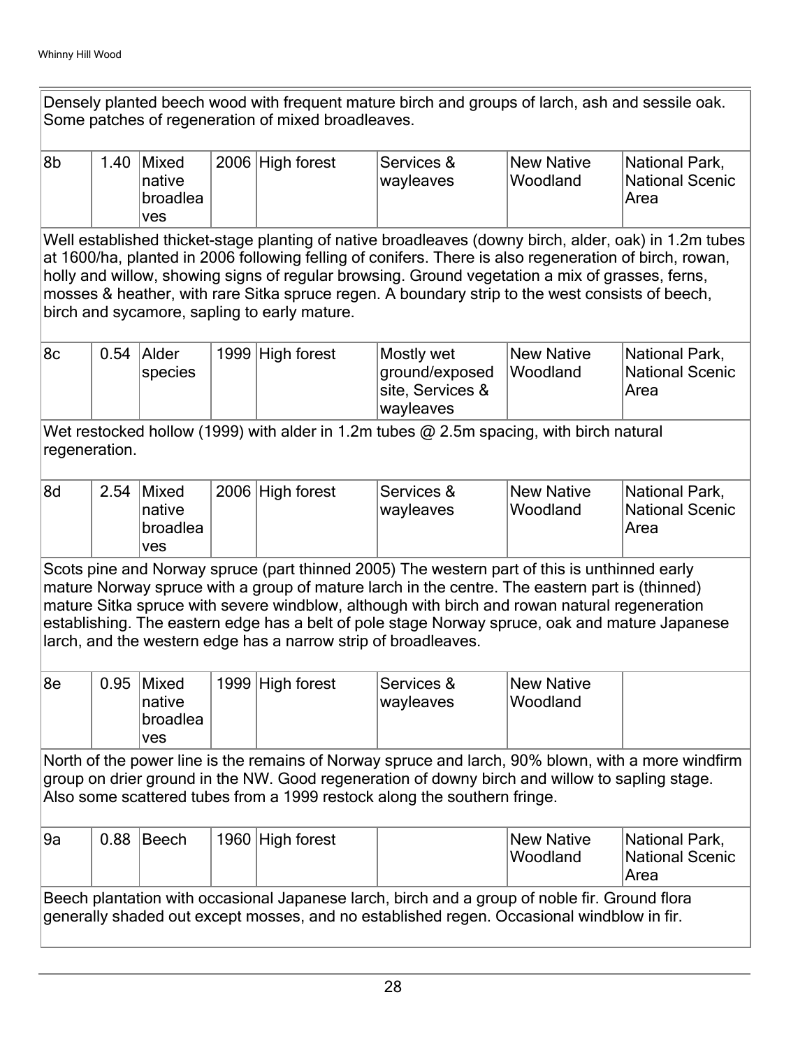Densely planted beech wood with frequent mature birch and groups of larch, ash and sessile oak. Some patches of regeneration of mixed broadleaves.

| 8b | 1.40 | Mixed native broadleaves | 2006 | High forest | Services & wayleaves | New Native Woodland | National Park, National Scenic Area |
|---|---|---|---|---|---|---|---|

Well established thicket-stage planting of native broadleaves (downy birch, alder, oak) in 1.2m tubes at 1600/ha, planted in 2006 following felling of conifers. There is also regeneration of birch, rowan, holly and willow, showing signs of regular browsing. Ground vegetation a mix of grasses, ferns, mosses & heather, with rare Sitka spruce regen. A boundary strip to the west consists of beech, birch and sycamore, sapling to early mature.

| 8c | 0.54 | Alder species | 1999 | High forest | Mostly wet ground/exposed site, Services & wayleaves | New Native Woodland | National Park, National Scenic Area |
|---|---|---|---|---|---|---|---|

Wet restocked hollow (1999) with alder in 1.2m tubes @ 2.5m spacing, with birch natural regeneration.

| 8d | 2.54 | Mixed native broadleaves | 2006 | High forest | Services & wayleaves | New Native Woodland | National Park, National Scenic Area |
|---|---|---|---|---|---|---|---|

Scots pine and Norway spruce (part thinned 2005) The western part of this is unthinned early mature Norway spruce with a group of mature larch in the centre. The eastern part is (thinned) mature Sitka spruce with severe windblow, although with birch and rowan natural regeneration establishing. The eastern edge has a belt of pole stage Norway spruce, oak and mature Japanese larch, and the western edge has a narrow strip of broadleaves.

| 8e | 0.95 | Mixed native broadleaves | 1999 | High forest | Services & wayleaves | New Native Woodland | |
|---|---|---|---|---|---|---|---|

North of the power line is the remains of Norway spruce and larch, 90% blown, with a more windfirm group on drier ground in the NW. Good regeneration of downy birch and willow to sapling stage. Also some scattered tubes from a 1999 restock along the southern fringe.

| 9a | 0.88 | Beech | 1960 | High forest | | New Native Woodland | National Park, National Scenic Area |
|---|---|---|---|---|---|---|---|

Beech plantation with occasional Japanese larch, birch and a group of noble fir. Ground flora generally shaded out except mosses, and no established regen. Occasional windblow in fir.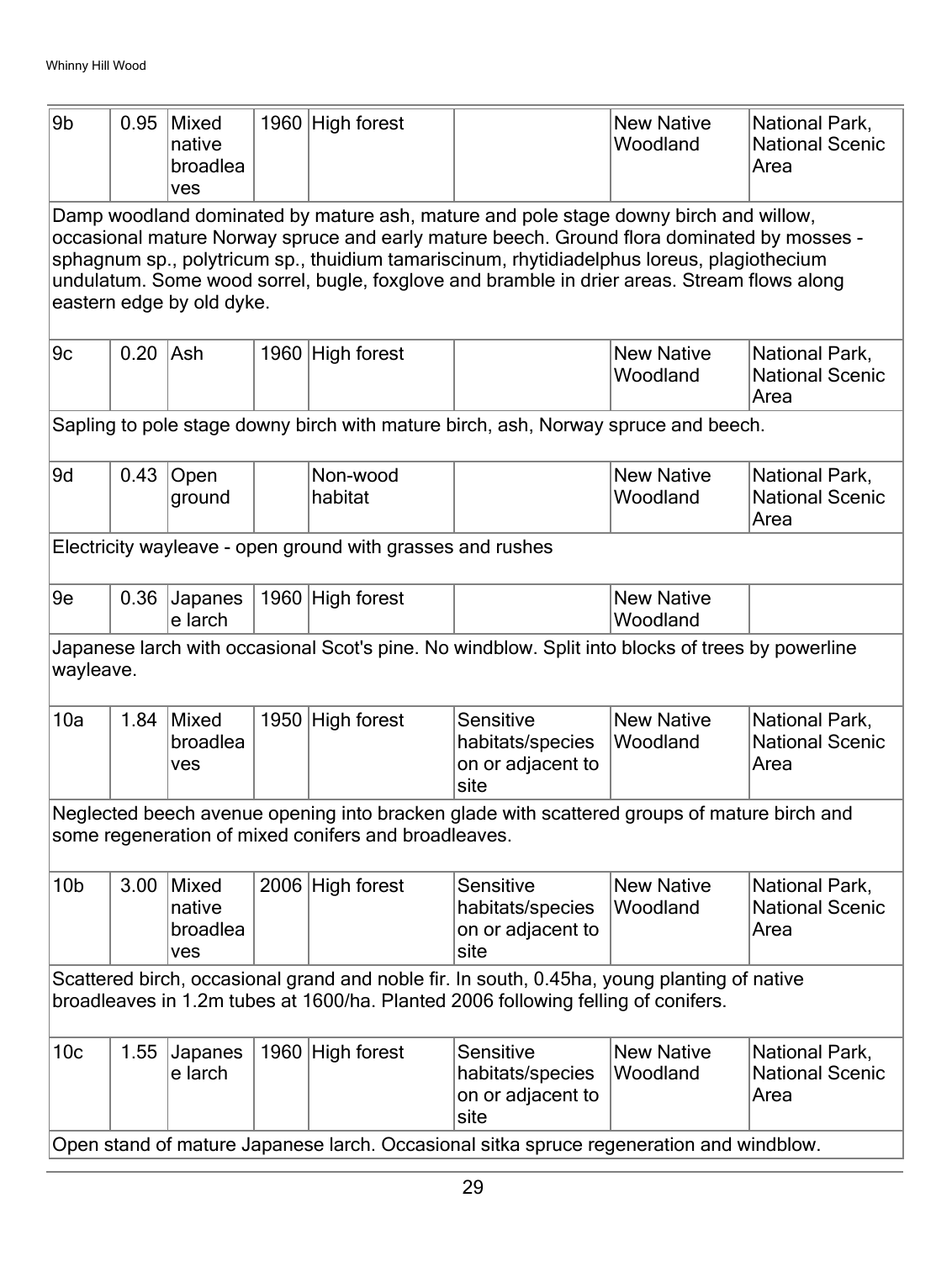| 9b | 0.95 | Mixed native broadleaves | 1960 | High forest | | New Native Woodland | National Park, National Scenic Area |
|---|---|---|---|---|---|---|---|
| Damp woodland dominated by mature ash, mature and pole stage downy birch and willow, occasional mature Norway spruce and early mature beech. Ground flora dominated by mosses - sphagnum sp., polytricum sp., thuidium tamariscinum, rhytidiadelphus loreus, plagiothecium undulatum. Some wood sorrel, bugle, foxglove and bramble in drier areas. Stream flows along eastern edge by old dyke. | | | | | | | |
| 9c | 0.20 | Ash | 1960 | High forest | | New Native Woodland | National Park, National Scenic Area |
| Sapling to pole stage downy birch with mature birch, ash, Norway spruce and beech. | | | | | | | |
| 9d | 0.43 | Open ground | | Non-wood habitat | | New Native Woodland | National Park, National Scenic Area |
| Electricity wayleave - open ground with grasses and rushes | | | | | | | |
| 9e | 0.36 | Japanese larch | 1960 | High forest | | New Native Woodland | |
| Japanese larch with occasional Scot's pine. No windblow. Split into blocks of trees by powerline wayleave. | | | | | | | |
| 10a | 1.84 | Mixed broadleaves | 1950 | High forest | Sensitive habitats/species on or adjacent to site | New Native Woodland | National Park, National Scenic Area |
| Neglected beech avenue opening into bracken glade with scattered groups of mature birch and some regeneration of mixed conifers and broadleaves. | | | | | | | |
| 10b | 3.00 | Mixed native broadleaves | 2006 | High forest | Sensitive habitats/species on or adjacent to site | New Native Woodland | National Park, National Scenic Area |
| Scattered birch, occasional grand and noble fir. In south, 0.45ha, young planting of native broadleaves in 1.2m tubes at 1600/ha. Planted 2006 following felling of conifers. | | | | | | | |
| 10c | 1.55 | Japanese larch | 1960 | High forest | Sensitive habitats/species on or adjacent to site | New Native Woodland | National Park, National Scenic Area |
| Open stand of mature Japanese larch. Occasional sitka spruce regeneration and windblow. | | | | | | | |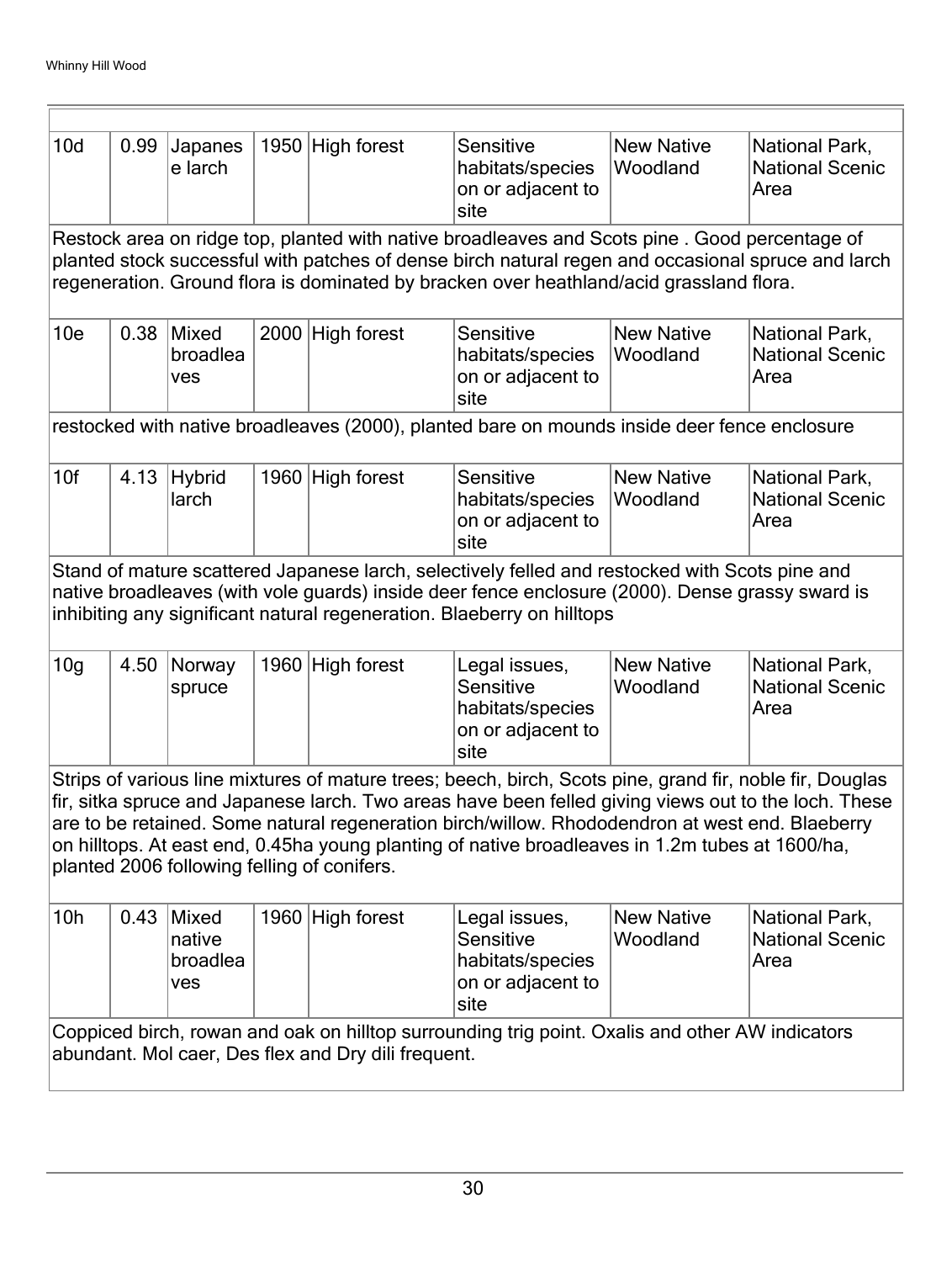| 10d | 0.99 | Japanese larch | 1950 | High forest | Sensitive habitats/species on or adjacent to site | New Native Woodland | National Park, National Scenic Area |
|---|---|---|---|---|---|---|---|
| Restock area on ridge top, planted with native broadleaves and Scots pine . Good percentage of planted stock successful with patches of dense birch natural regen and occasional spruce and larch regeneration. Ground flora is dominated by bracken over heathland/acid grassland flora. | | | | | | | |
| 10e | 0.38 | Mixed broadleaves | 2000 | High forest | Sensitive habitats/species on or adjacent to site | New Native Woodland | National Park, National Scenic Area |
| restocked with native broadleaves (2000), planted bare on mounds inside deer fence enclosure | | | | | | | |
| 10f | 4.13 | Hybrid larch | 1960 | High forest | Sensitive habitats/species on or adjacent to site | New Native Woodland | National Park, National Scenic Area |
| Stand of mature scattered Japanese larch, selectively felled and restocked with Scots pine and native broadleaves (with vole guards) inside deer fence enclosure (2000). Dense grassy sward is inhibiting any significant natural regeneration. Blaeberry on hilltops | | | | | | | |
| 10g | 4.50 | Norway spruce | 1960 | High forest | Legal issues, Sensitive habitats/species on or adjacent to site | New Native Woodland | National Park, National Scenic Area |
| Strips of various line mixtures of mature trees; beech, birch, Scots pine, grand fir, noble fir, Douglas fir, sitka spruce and Japanese larch. Two areas have been felled giving views out to the loch. These are to be retained. Some natural regeneration birch/willow. Rhododendron at west end. Blaeberry on hilltops. At east end, 0.45ha young planting of native broadleaves in 1.2m tubes at 1600/ha, planted 2006 following felling of conifers. | | | | | | | |
| 10h | 0.43 | Mixed native broadleaves | 1960 | High forest | Legal issues, Sensitive habitats/species on or adjacent to site | New Native Woodland | National Park, National Scenic Area |
| Coppiced birch, rowan and oak on hilltop surrounding trig point. Oxalis and other AW indicators abundant. Mol caer, Des flex and Dry dili frequent. | | | | | | | |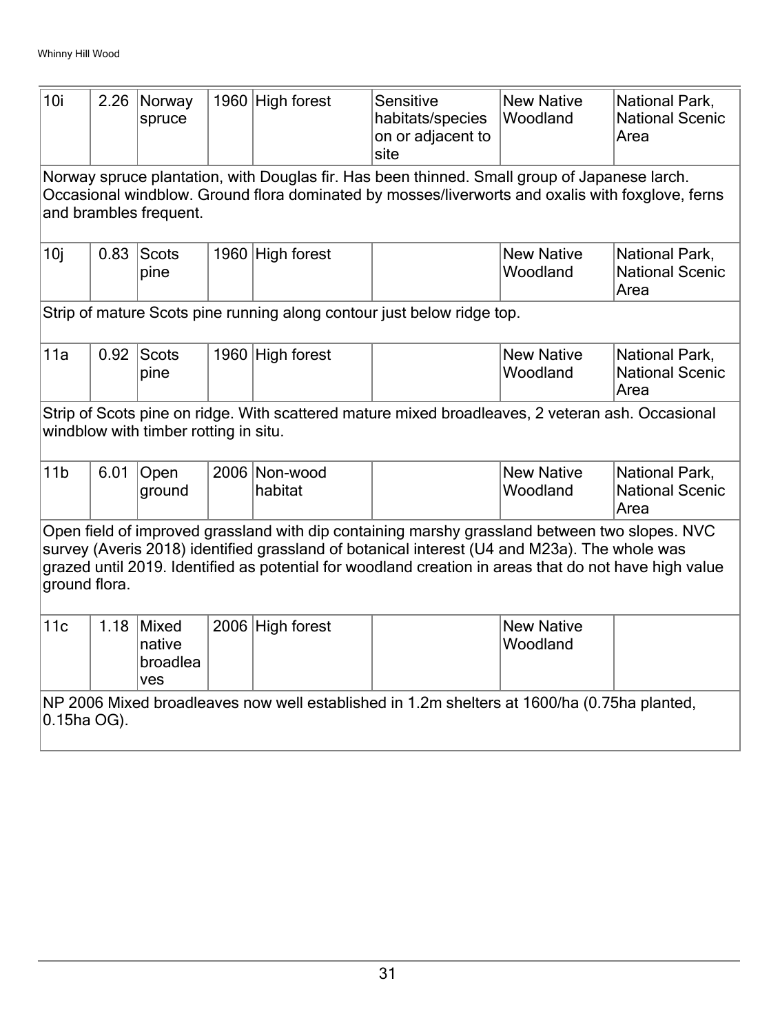| 10i | 2.26 | Norway spruce | 1960 | High forest | Sensitive habitats/species on or adjacent to site | New Native Woodland | National Park, National Scenic Area |
|---|---|---|---|---|---|---|---|
| Norway spruce plantation, with Douglas fir. Has been thinned. Small group of Japanese larch. Occasional windblow. Ground flora dominated by mosses/liverworts and oxalis with foxglove, ferns and brambles frequent. | | | | | | | |
| 10j | 0.83 | Scots pine | 1960 | High forest | | New Native Woodland | National Park, National Scenic Area |
| Strip of mature Scots pine running along contour just below ridge top. | | | | | | | |
| 11a | 0.92 | Scots pine | 1960 | High forest | | New Native Woodland | National Park, National Scenic Area |
| Strip of Scots pine on ridge. With scattered mature mixed broadleaves, 2 veteran ash. Occasional windblow with timber rotting in situ. | | | | | | | |
| 11b | 6.01 | Open ground | 2006 | Non-wood habitat | | New Native Woodland | National Park, National Scenic Area |
| Open field of improved grassland with dip containing marshy grassland between two slopes. NVC survey (Averis 2018) identified grassland of botanical interest (U4 and M23a). The whole was grazed until 2019. Identified as potential for woodland creation in areas that do not have high value ground flora. | | | | | | | |
| 11c | 1.18 | Mixed native broadleaves | 2006 | High forest | | New Native Woodland | |
| NP 2006 Mixed broadleaves now well established in 1.2m shelters at 1600/ha (0.75ha planted, 0.15ha OG). | | | | | | | |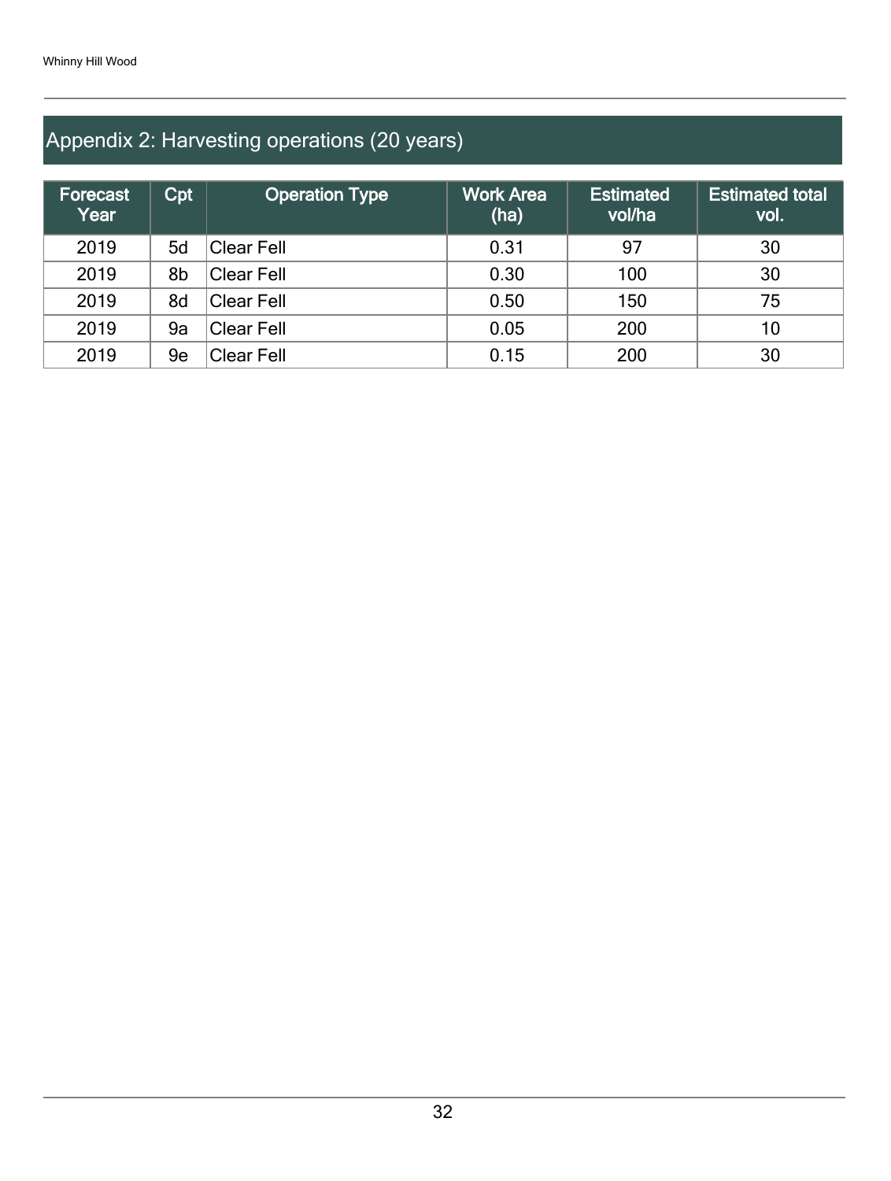## Appendix 2: Harvesting operations (20 years)

| Forecast Year | Cpt | Operation Type | Work Area (ha) | Estimated vol/ha | Estimated total vol. |
|---|---|---|---|---|---|
| 2019 | 5d | Clear Fell | 0.31 | 97 | 30 |
| 2019 | 8b | Clear Fell | 0.30 | 100 | 30 |
| 2019 | 8d | Clear Fell | 0.50 | 150 | 75 |
| 2019 | 9a | Clear Fell | 0.05 | 200 | 10 |
| 2019 | 9e | Clear Fell | 0.15 | 200 | 30 |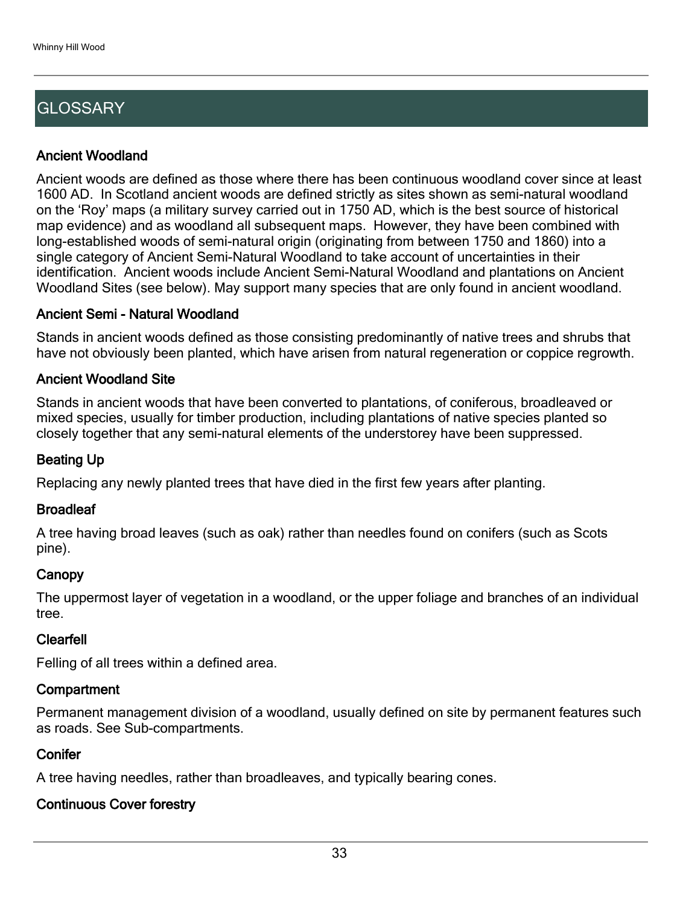# GLOSSARY

### Ancient Woodland

Ancient woods are defined as those where there has been continuous woodland cover since at least 1600 AD. In Scotland ancient woods are defined strictly as sites shown as semi-natural woodland on the 'Roy' maps (a military survey carried out in 1750 AD, which is the best source of historical map evidence) and as woodland all subsequent maps. However, they have been combined with long-established woods of semi-natural origin (originating from between 1750 and 1860) into a single category of Ancient Semi-Natural Woodland to take account of uncertainties in their identification. Ancient woods include Ancient Semi-Natural Woodland and plantations on Ancient Woodland Sites (see below). May support many species that are only found in ancient woodland.

### Ancient Semi - Natural Woodland

Stands in ancient woods defined as those consisting predominantly of native trees and shrubs that have not obviously been planted, which have arisen from natural regeneration or coppice regrowth.

### Ancient Woodland Site

Stands in ancient woods that have been converted to plantations, of coniferous, broadleaved or mixed species, usually for timber production, including plantations of native species planted so closely together that any semi-natural elements of the understorey have been suppressed.

### Beating Up

Replacing any newly planted trees that have died in the first few years after planting.

### Broadleaf

A tree having broad leaves (such as oak) rather than needles found on conifers (such as Scots pine).

### Canopy

The uppermost layer of vegetation in a woodland, or the upper foliage and branches of an individual tree.

### Clearfell

Felling of all trees within a defined area.

### Compartment

Permanent management division of a woodland, usually defined on site by permanent features such as roads. See Sub-compartments.

### Conifer

A tree having needles, rather than broadleaves, and typically bearing cones.

### Continuous Cover forestry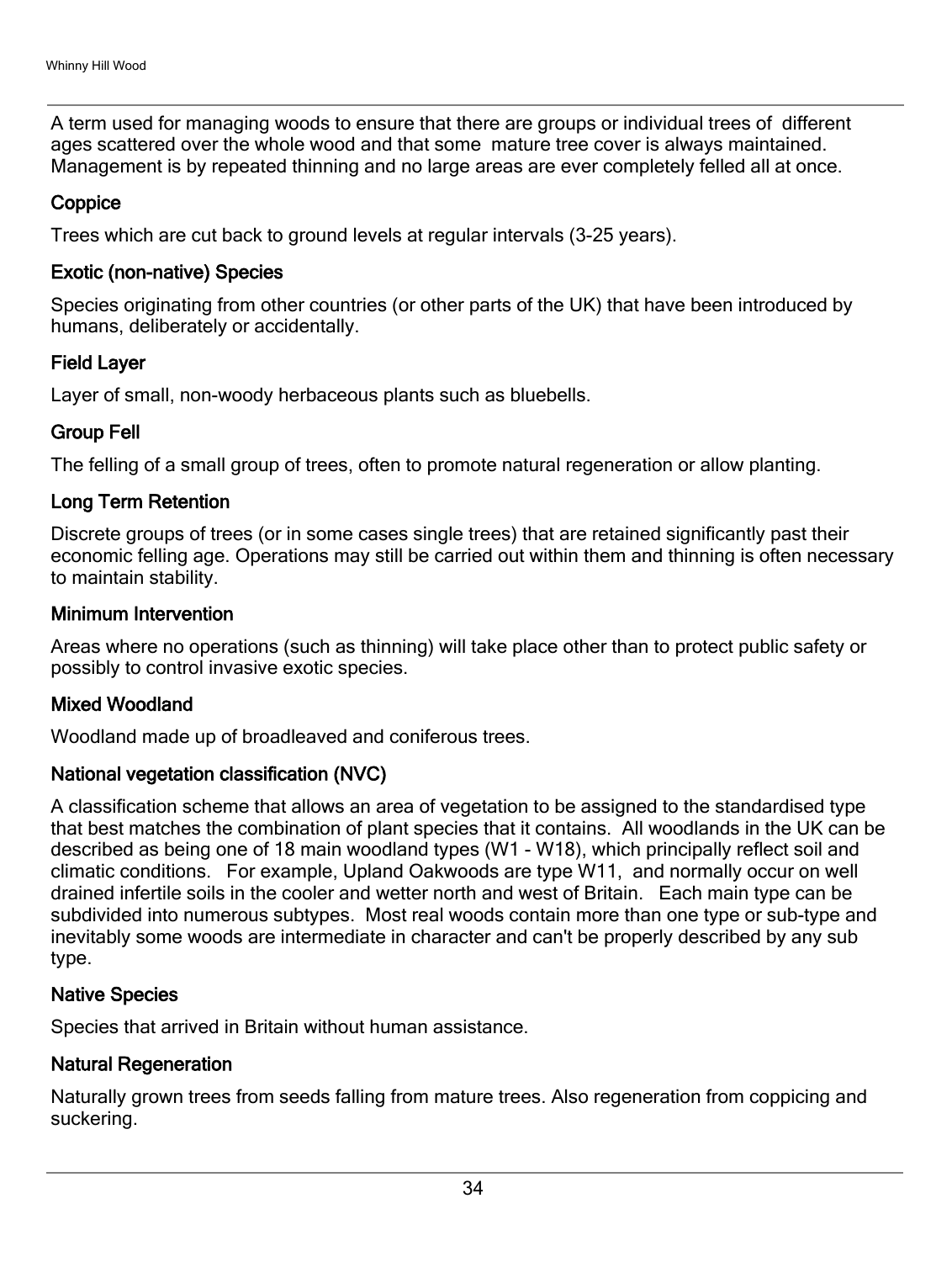A term used for managing woods to ensure that there are groups or individual trees of different ages scattered over the whole wood and that some mature tree cover is always maintained. Management is by repeated thinning and no large areas are ever completely felled all at once.

### Coppice

Trees which are cut back to ground levels at regular intervals (3-25 years).

### Exotic (non-native) Species

Species originating from other countries (or other parts of the UK) that have been introduced by humans, deliberately or accidentally.

### Field Layer

Layer of small, non-woody herbaceous plants such as bluebells.

### Group Fell

The felling of a small group of trees, often to promote natural regeneration or allow planting.

### Long Term Retention

Discrete groups of trees (or in some cases single trees) that are retained significantly past their economic felling age. Operations may still be carried out within them and thinning is often necessary to maintain stability.

### Minimum Intervention

Areas where no operations (such as thinning) will take place other than to protect public safety or possibly to control invasive exotic species.

### Mixed Woodland

Woodland made up of broadleaved and coniferous trees.

### National vegetation classification (NVC)

A classification scheme that allows an area of vegetation to be assigned to the standardised type that best matches the combination of plant species that it contains. All woodlands in the UK can be described as being one of 18 main woodland types (W1 - W18), which principally reflect soil and climatic conditions. For example, Upland Oakwoods are type W11, and normally occur on well drained infertile soils in the cooler and wetter north and west of Britain. Each main type can be subdivided into numerous subtypes. Most real woods contain more than one type or sub-type and inevitably some woods are intermediate in character and can't be properly described by any sub type.

### Native Species

Species that arrived in Britain without human assistance.

### Natural Regeneration

Naturally grown trees from seeds falling from mature trees. Also regeneration from coppicing and suckering.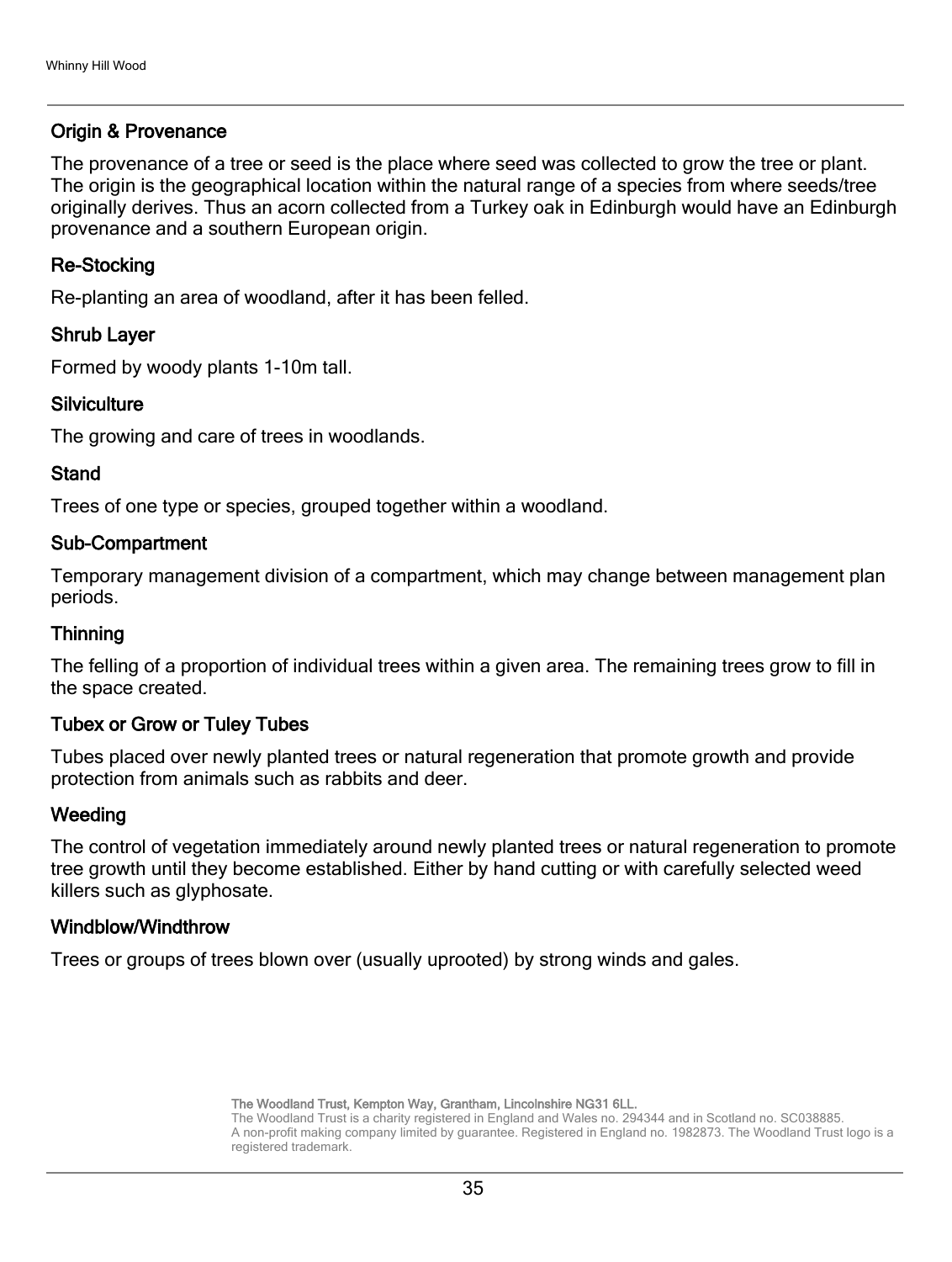### Origin & Provenance

The provenance of a tree or seed is the place where seed was collected to grow the tree or plant. The origin is the geographical location within the natural range of a species from where seeds/tree originally derives. Thus an acorn collected from a Turkey oak in Edinburgh would have an Edinburgh provenance and a southern European origin.

### Re-Stocking

Re-planting an area of woodland, after it has been felled.

### Shrub Layer

Formed by woody plants 1-10m tall.

### Silviculture

The growing and care of trees in woodlands.

### Stand

Trees of one type or species, grouped together within a woodland.

### Sub-Compartment

Temporary management division of a compartment, which may change between management plan periods.

### Thinning

The felling of a proportion of individual trees within a given area. The remaining trees grow to fill in the space created.

### Tubex or Grow or Tuley Tubes

Tubes placed over newly planted trees or natural regeneration that promote growth and provide protection from animals such as rabbits and deer.

### Weeding

The control of vegetation immediately around newly planted trees or natural regeneration to promote tree growth until they become established. Either by hand cutting or with carefully selected weed killers such as glyphosate.

### Windblow/Windthrow

Trees or groups of trees blown over (usually uprooted) by strong winds and gales.